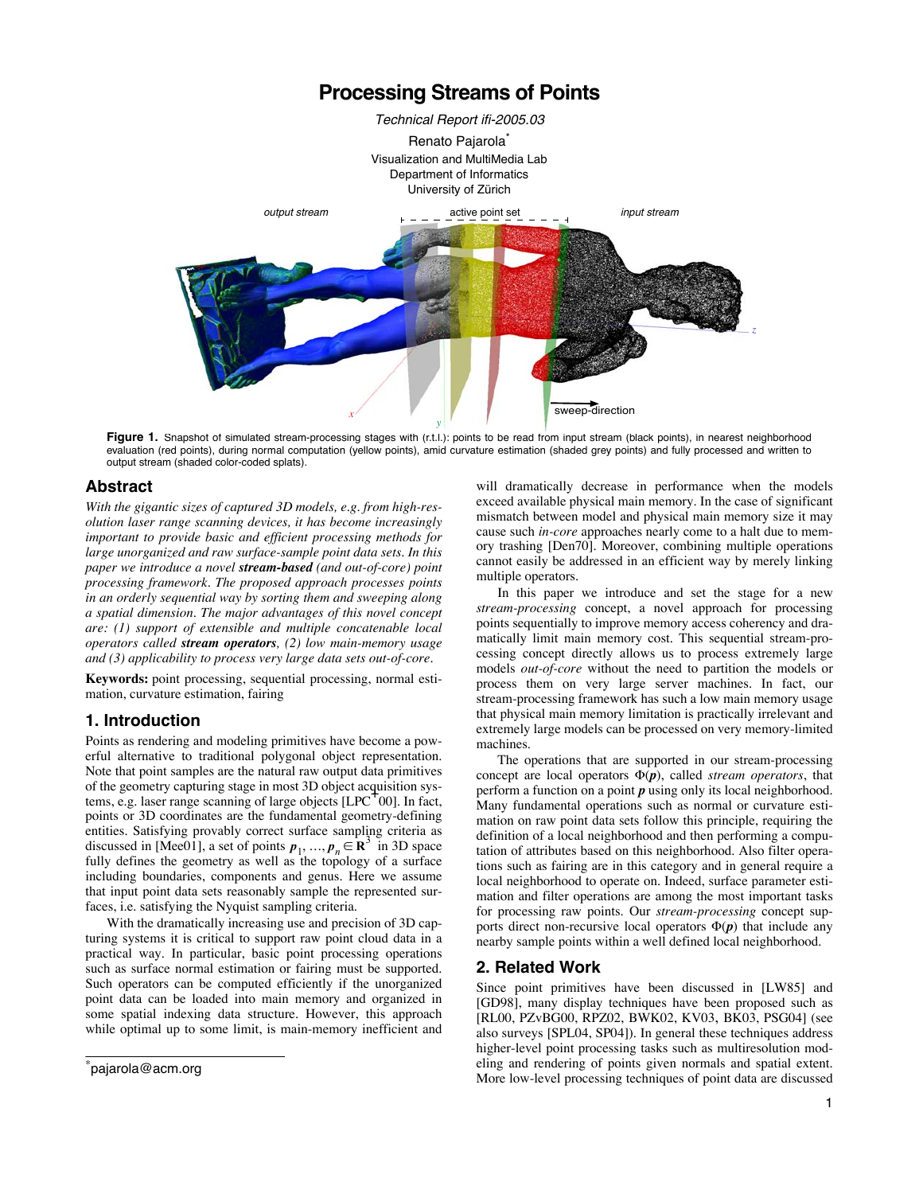# Processing Streams of Points

*Technical Report ifi-2005.03*

Renato Pajarola*

Visualization and MultiMedia Lab
Department of Informatics
University of Zürich

**Figure 1.** Snapshot of simulated stream-processing stages with (r.t.l.): points to be read from input stream (black points), in nearest neighborhood evaluation (red points), during normal computation (yellow points), amid curvature estimation (shaded grey points) and fully processed and written to output stream (shaded color-coded splats).

## Abstract

*With the gigantic sizes of captured 3D models, e.g. from high-resolution laser range scanning devices, it has become increasingly important to provide basic and efficient processing methods for large unorganized and raw surface-sample point data sets. In this paper we introduce a novel* ***stream-based*** *(and out-of-core) point processing framework. The proposed approach processes points in an orderly sequential way by sorting them and sweeping along a spatial dimension. The major advantages of this novel concept are: (1) support of extensible and multiple concatenable local operators called* ***stream operators****, (2) low main-memory usage and (3) applicability to process very large data sets out-of-core.*

**Keywords:** point processing, sequential processing, normal estimation, curvature estimation, fairing

## 1. Introduction

Points as rendering and modeling primitives have become a powerful alternative to traditional polygonal object representation. Note that point samples are the natural raw output data primitives of the geometry capturing stage in most 3D object acquisition systems, e.g. laser range scanning of large objects [LPC+00]. In fact, points or 3D coordinates are the fundamental geometry-defining entities. Satisfying provably correct surface sampling criteria as discussed in [Mee01], a set of points $\boldsymbol{p}_1, \ldots, \boldsymbol{p}_n \in \mathbf{R}^3$ in 3D space fully defines the geometry as well as the topology of a surface including boundaries, components and genus. Here we assume that input point data sets reasonably sample the represented surfaces, i.e. satisfying the Nyquist sampling criteria.

With the dramatically increasing use and precision of 3D capturing systems it is critical to support raw point cloud data in a practical way. In particular, basic point processing operations such as surface normal estimation or fairing must be supported. Such operators can be computed efficiently if the unorganized point data can be loaded into main memory and organized in some spatial indexing data structure. However, this approach while optimal up to some limit, is main-memory inefficient and will dramatically decrease in performance when the models exceed available physical main memory. In the case of significant mismatch between model and physical main memory size it may cause such *in-core* approaches nearly come to a halt due to memory trashing [Den70]. Moreover, combining multiple operations cannot easily be addressed in an efficient way by merely linking multiple operators.

In this paper we introduce and set the stage for a new *stream-processing* concept, a novel approach for processing points sequentially to improve memory access coherency and dramatically limit main memory cost. This sequential stream-processing concept directly allows us to process extremely large models *out-of-core* without the need to partition the models or process them on very large server machines. In fact, our stream-processing framework has such a low main memory usage that physical main memory limitation is practically irrelevant and extremely large models can be processed on very memory-limited machines.

The operations that are supported in our stream-processing concept are local operators $\Phi(\boldsymbol{p})$, called *stream operators*, that perform a function on a point $\boldsymbol{p}$ using only its local neighborhood. Many fundamental operations such as normal or curvature estimation on raw point data sets follow this principle, requiring the definition of a local neighborhood and then performing a computation of attributes based on this neighborhood. Also filter operations such as fairing are in this category and in general require a local neighborhood to operate on. Indeed, surface parameter estimation and filter operations are among the most important tasks for processing raw points. Our *stream-processing* concept supports direct non-recursive local operators $\Phi(\boldsymbol{p})$ that include any nearby sample points within a well defined local neighborhood.

## 2. Related Work

Since point primitives have been discussed in [LW85] and [GD98], many display techniques have been proposed such as [RL00, PZvBG00, RPZ02, BWK02, KV03, BK03, PSG04] (see also surveys [SPL04, SP04]). In general these techniques address higher-level point processing tasks such as multiresolution modeling and rendering of points given normals and spatial extent. More low-level processing techniques of point data are discussed

*pajarola@acm.org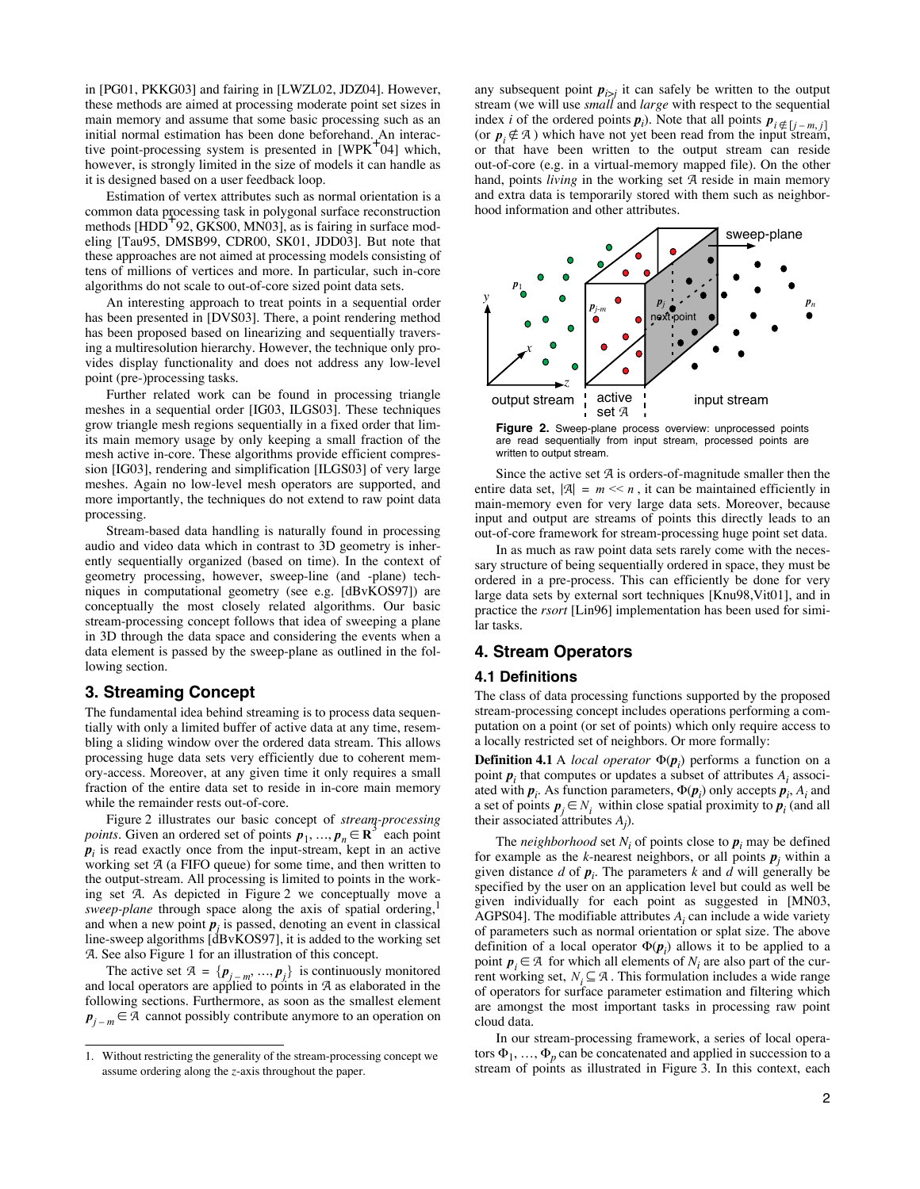in [PG01, PKKG03] and fairing in [LWZL02, JDZ04]. However, these methods are aimed at processing moderate point set sizes in main memory and assume that some basic processing such as an initial normal estimation has been done beforehand. An interactive point-processing system is presented in [WPK+04] which, however, is strongly limited in the size of models it can handle as it is designed based on a user feedback loop.

Estimation of vertex attributes such as normal orientation is a common data processing task in polygonal surface reconstruction methods [HDD+92, GKS00, MN03], as is fairing in surface modeling [Tau95, DMSB99, CDR00, SK01, JDD03]. But note that these approaches are not aimed at processing models consisting of tens of millions of vertices and more. In particular, such in-core algorithms do not scale to out-of-core sized point data sets.

An interesting approach to treat points in a sequential order has been presented in [DVS03]. There, a point rendering method has been proposed based on linearizing and sequentially traversing a multiresolution hierarchy. However, the technique only provides display functionality and does not address any low-level point (pre-)processing tasks.

Further related work can be found in processing triangle meshes in a sequential order [IG03, ILGS03]. These techniques grow triangle mesh regions sequentially in a fixed order that limits main memory usage by only keeping a small fraction of the mesh active in-core. These algorithms provide efficient compression [IG03], rendering and simplification [ILGS03] of very large meshes. Again no low-level mesh operators are supported, and more importantly, the techniques do not extend to raw point data processing.

Stream-based data handling is naturally found in processing audio and video data which in contrast to 3D geometry is inherently sequentially organized (based on time). In the context of geometry processing, however, sweep-line (and -plane) techniques in computational geometry (see e.g. [dBvKOS97]) are conceptually the most closely related algorithms. Our basic stream-processing concept follows that idea of sweeping a plane in 3D through the data space and considering the events when a data element is passed by the sweep-plane as outlined in the following section.

## 3. Streaming Concept

The fundamental idea behind streaming is to process data sequentially with only a limited buffer of active data at any time, resembling a sliding window over the ordered data stream. This allows processing huge data sets very efficiently due to coherent memory-access. Moreover, at any given time it only requires a small fraction of the entire data set to reside in in-core main memory while the remainder rests out-of-core.

Figure 2 illustrates our basic concept of *stream-processing points*. Given an ordered set of points $\boldsymbol{p}_1, \ldots, \boldsymbol{p}_n \in \mathbf{R}^3$ each point $\boldsymbol{p}_i$ is read exactly once from the input-stream, kept in an active working set $\mathcal{A}$ (a FIFO queue) for some time, and then written to the output-stream. All processing is limited to points in the working set $\mathcal{A}$. As depicted in Figure 2 we conceptually move a *sweep-plane* through space along the axis of spatial ordering,[1] and when a new point $\boldsymbol{p}_j$ is passed, denoting an event in classical line-sweep algorithms [dBvKOS97], it is added to the working set $\mathcal{A}$. See also Figure 1 for an illustration of this concept.

The active set $\mathcal{A} = \{\boldsymbol{p}_{j-m}, \ldots, \boldsymbol{p}_j\}$ is continuously monitored and local operators are applied to points in $\mathcal{A}$ as elaborated in the following sections. Furthermore, as soon as the smallest element $\boldsymbol{p}_{j-m} \in \mathcal{A}$ cannot possibly contribute anymore to an operation on any subsequent point $\boldsymbol{p}_{i>j}$ it can safely be written to the output stream (we will use *small* and *large* with respect to the sequential index $i$ of the ordered points $\boldsymbol{p}_i$). Note that all points $\boldsymbol{p}_{i \notin [j-m, j]}$ (or $\boldsymbol{p}_i \notin \mathcal{A}$) which have not yet been read from the input stream, or that have been written to the output stream can reside out-of-core (e.g. in a virtual-memory mapped file). On the other hand, points *living* in the working set $\mathcal{A}$ reside in main memory and extra data is temporarily stored with them such as neighborhood information and other attributes.

**Figure 2.** Sweep-plane process overview: unprocessed points are read sequentially from input stream, processed points are written to output stream.

Since the active set $\mathcal{A}$ is orders-of-magnitude smaller then the entire data set, $|\mathcal{A}| = m << n$, it can be maintained efficiently in main-memory even for very large data sets. Moreover, because input and output are streams of points this directly leads to an out-of-core framework for stream-processing huge point set data.

In as much as raw point data sets rarely come with the necessary structure of being sequentially ordered in space, they must be ordered in a pre-process. This can efficiently be done for very large data sets by external sort techniques [Knu98,Vit01], and in practice the *rsort* [Lin96] implementation has been used for similar tasks.

## 4. Stream Operators

### 4.1 Definitions

The class of data processing functions supported by the proposed stream-processing concept includes operations performing a computation on a point (or set of points) which only require access to a locally restricted set of neighbors. Or more formally:

**Definition 4.1** A *local operator* $\Phi(\boldsymbol{p}_i)$ performs a function on a point $\boldsymbol{p}_i$ that computes or updates a subset of attributes $A_i$ associated with $\boldsymbol{p}_i$. As function parameters, $\Phi(\boldsymbol{p}_i)$ only accepts $\boldsymbol{p}_i$, $A_i$ and a set of points $\boldsymbol{p}_j \in N_i$ within close spatial proximity to $\boldsymbol{p}_i$ (and all their associated attributes $A_j$).

The *neighborhood* set $N_i$ of points close to $\boldsymbol{p}_i$ may be defined for example as the $k$-nearest neighbors, or all points $\boldsymbol{p}_j$ within a given distance $d$ of $\boldsymbol{p}_i$. The parameters $k$ and $d$ will generally be specified by the user on an application level but could as well be given individually for each point as suggested in [MN03, AGPS04]. The modifiable attributes $A_i$ can include a wide variety of parameters such as normal orientation or splat size. The above definition of a local operator $\Phi(\boldsymbol{p}_i)$ allows it to be applied to a point $\boldsymbol{p}_i \in \mathcal{A}$ for which all elements of $N_i$ are also part of the current working set, $N_i \subseteq \mathcal{A}$. This formulation includes a wide range of operators for surface parameter estimation and filtering which are amongst the most important tasks in processing raw point cloud data.

In our stream-processing framework, a series of local operators $\Phi_1, \ldots, \Phi_p$ can be concatenated and applied in succession to a stream of points as illustrated in Figure 3. In this context, each

---

1. Without restricting the generality of the stream-processing concept we assume ordering along the $z$-axis throughout the paper.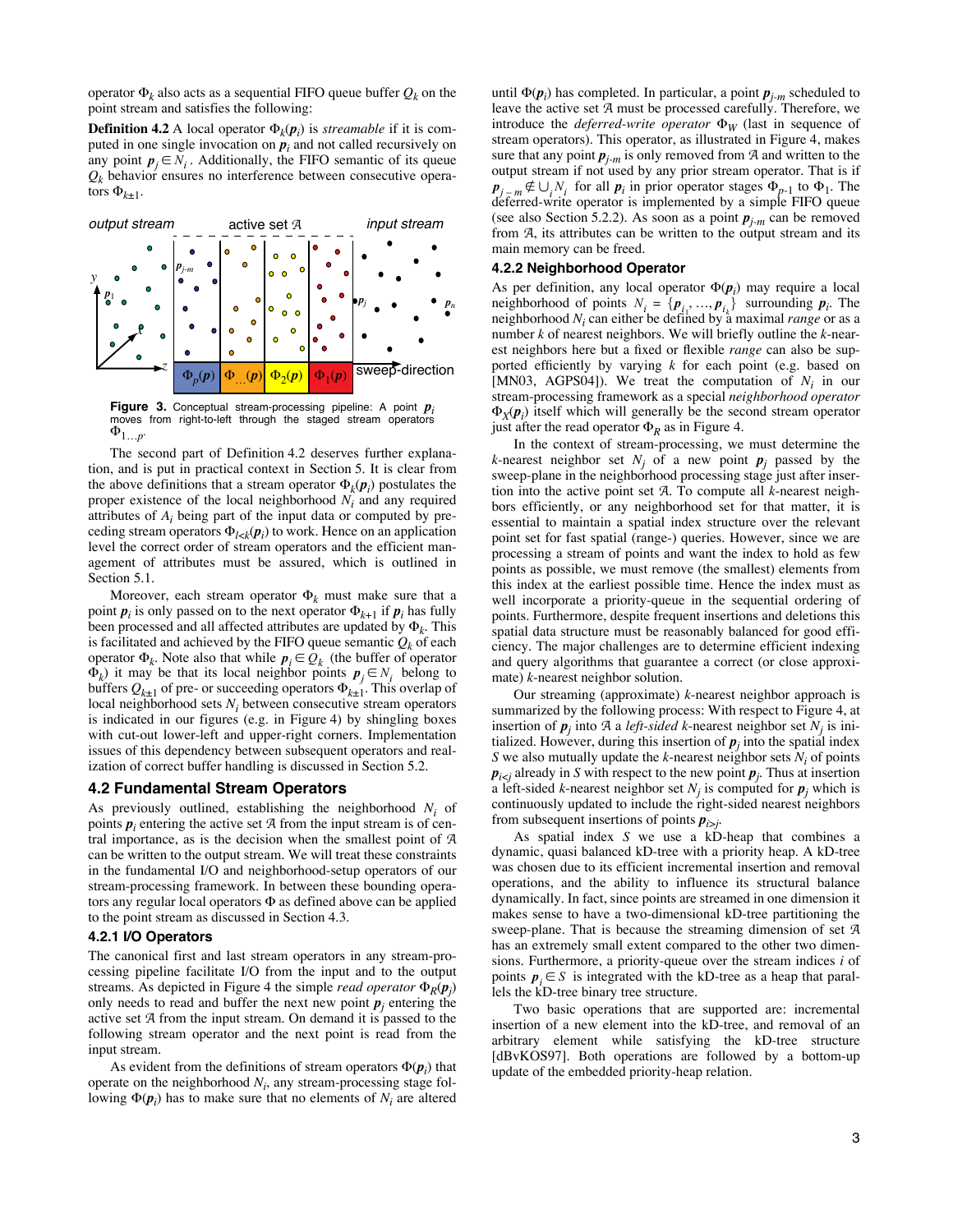operator $\Phi_k$ also acts as a sequential FIFO queue buffer $Q_k$ on the point stream and satisfies the following:

**Definition 4.2** A local operator $\Phi_k(\boldsymbol{p}_i)$ is *streamable* if it is computed in one single invocation on $\boldsymbol{p}_i$ and not called recursively on any point $\boldsymbol{p}_j \in N_i$. Additionally, the FIFO semantic of its queue $Q_k$ behavior ensures no interference between consecutive operators $\Phi_{k\pm 1}$.

Figure 3. Conceptual stream-processing pipeline: A point $\boldsymbol{p}_i$ moves from right-to-left through the staged stream operators $\Phi_{1\ldots p}$.

The second part of Definition 4.2 deserves further explanation, and is put in practical context in Section 5. It is clear from the above definitions that a stream operator $\Phi_k(\boldsymbol{p}_i)$ postulates the proper existence of the local neighborhood $N_i$ and any required attributes of $A_i$ being part of the input data or computed by preceding stream operators $\Phi_{l<k}(\boldsymbol{p}_i)$ to work. Hence on an application level the correct order of stream operators and the efficient management of attributes must be assured, which is outlined in Section 5.1.

Moreover, each stream operator $\Phi_k$ must make sure that a point $\boldsymbol{p}_i$ is only passed on to the next operator $\Phi_{k+1}$ if $\boldsymbol{p}_i$ has fully been processed and all affected attributes are updated by $\Phi_k$. This is facilitated and achieved by the FIFO queue semantic $Q_k$ of each operator $\Phi_k$. Note also that while $\boldsymbol{p}_i \in Q_k$ (the buffer of operator $\Phi_k$) it may be that its local neighbor points $\boldsymbol{p}_j \in N_i$ belong to buffers $Q_{k\pm 1}$ of pre- or succeeding operators $\Phi_{k\pm 1}$. This overlap of local neighborhood sets $N_i$ between consecutive stream operators is indicated in our figures (e.g. in Figure 4) by shingling boxes with cut-out lower-left and upper-right corners. Implementation issues of this dependency between subsequent operators and realization of correct buffer handling is discussed in Section 5.2.

## 4.2 Fundamental Stream Operators

As previously outlined, establishing the neighborhood $N_i$ of points $\boldsymbol{p}_i$ entering the active set $\mathcal{A}$ from the input stream is of central importance, as is the decision when the smallest point of $\mathcal{A}$ can be written to the output stream. We will treat these constraints in the fundamental I/O and neighborhood-setup operators of our stream-processing framework. In between these bounding operators any regular local operators $\Phi$ as defined above can be applied to the point stream as discussed in Section 4.3.

### 4.2.1 I/O Operators

The canonical first and last stream operators in any stream-processing pipeline facilitate I/O from the input and to the output streams. As depicted in Figure 4 the simple *read operator* $\Phi_R(\boldsymbol{p}_j)$ only needs to read and buffer the next new point $\boldsymbol{p}_j$ entering the active set $\mathcal{A}$ from the input stream. On demand it is passed to the following stream operator and the next point is read from the input stream.

As evident from the definitions of stream operators $\Phi(\boldsymbol{p}_i)$ that operate on the neighborhood $N_i$, any stream-processing stage following $\Phi(\boldsymbol{p}_i)$ has to make sure that no elements of $N_i$ are altered until $\Phi(\boldsymbol{p}_i)$ has completed. In particular, a point $\boldsymbol{p}_{j-m}$ scheduled to leave the active set $\mathcal{A}$ must be processed carefully. Therefore, we introduce the *deferred-write operator* $\Phi_W$ (last in sequence of stream operators). This operator, as illustrated in Figure 4, makes sure that any point $\boldsymbol{p}_{j-m}$ is only removed from $\mathcal{A}$ and written to the output stream if not used by any prior stream operator. That is if $\boldsymbol{p}_{j-m} \notin \cup_i N_i$ for all $\boldsymbol{p}_i$ in prior operator stages $\Phi_{p-1}$ to $\Phi_1$. The deferred-write operator is implemented by a simple FIFO queue (see also Section 5.2.2). As soon as a point $\boldsymbol{p}_{j-m}$ can be removed from $\mathcal{A}$, its attributes can be written to the output stream and its main memory can be freed.

### 4.2.2 Neighborhood Operator

As per definition, any local operator $\Phi(\boldsymbol{p}_i)$ may require a local neighborhood of points $N_i = \{\boldsymbol{p}_{i_1}, \ldots, \boldsymbol{p}_{i_k}\}$ surrounding $\boldsymbol{p}_i$. The neighborhood $N_i$ can either be defined by a maximal *range* or as a number $k$ of nearest neighbors. We will briefly outline the $k$-nearest neighbors here but a fixed or flexible *range* can also be supported efficiently by varying $k$ for each point (e.g. based on [MN03, AGPS04]). We treat the computation of $N_i$ in our stream-processing framework as a special *neighborhood operator* $\Phi_X(\boldsymbol{p}_i)$ itself which will generally be the second stream operator just after the read operator $\Phi_R$ as in Figure 4.

In the context of stream-processing, we must determine the $k$-nearest neighbor set $N_j$ of a new point $\boldsymbol{p}_j$ passed by the sweep-plane in the neighborhood processing stage just after insertion into the active point set $\mathcal{A}$. To compute all $k$-nearest neighbors efficiently, or any neighborhood set for that matter, it is essential to maintain a spatial index structure over the relevant point set for fast spatial (range-) queries. However, since we are processing a stream of points and want the index to hold as few points as possible, we must remove (the smallest) elements from this index at the earliest possible time. Hence the index must as well incorporate a priority-queue in the sequential ordering of points. Furthermore, despite frequent insertions and deletions this spatial data structure must be reasonably balanced for good efficiency. The major challenges are to determine efficient indexing and query algorithms that guarantee a correct (or close approximate) $k$-nearest neighbor solution.

Our streaming (approximate) $k$-nearest neighbor approach is summarized by the following process: With respect to Figure 4, at insertion of $\boldsymbol{p}_j$ into $\mathcal{A}$ a *left-sided* $k$-nearest neighbor set $N_j$ is initialized. However, during this insertion of $\boldsymbol{p}_j$ into the spatial index $S$ we also mutually update the $k$-nearest neighbor sets $N_i$ of points $\boldsymbol{p}_{i<j}$ already in $S$ with respect to the new point $\boldsymbol{p}_j$. Thus at insertion a left-sided $k$-nearest neighbor set $N_j$ is computed for $\boldsymbol{p}_j$ which is continuously updated to include the right-sided nearest neighbors from subsequent insertions of points $\boldsymbol{p}_{i>j}$.

As spatial index $S$ we use a kD-heap that combines a dynamic, quasi balanced kD-tree with a priority heap. A kD-tree was chosen due to its efficient incremental insertion and removal operations, and the ability to influence its structural balance dynamically. In fact, since points are streamed in one dimension it makes sense to have a two-dimensional kD-tree partitioning the sweep-plane. That is because the streaming dimension of set $\mathcal{A}$ has an extremely small extent compared to the other two dimensions. Furthermore, a priority-queue over the stream indices $i$ of points $\boldsymbol{p}_i \in S$ is integrated with the kD-tree as a heap that parallels the kD-tree binary tree structure.

Two basic operations that are supported are: incremental insertion of a new element into the kD-tree, and removal of an arbitrary element while satisfying the kD-tree structure [dBvKOS97]. Both operations are followed by a bottom-up update of the embedded priority-heap relation.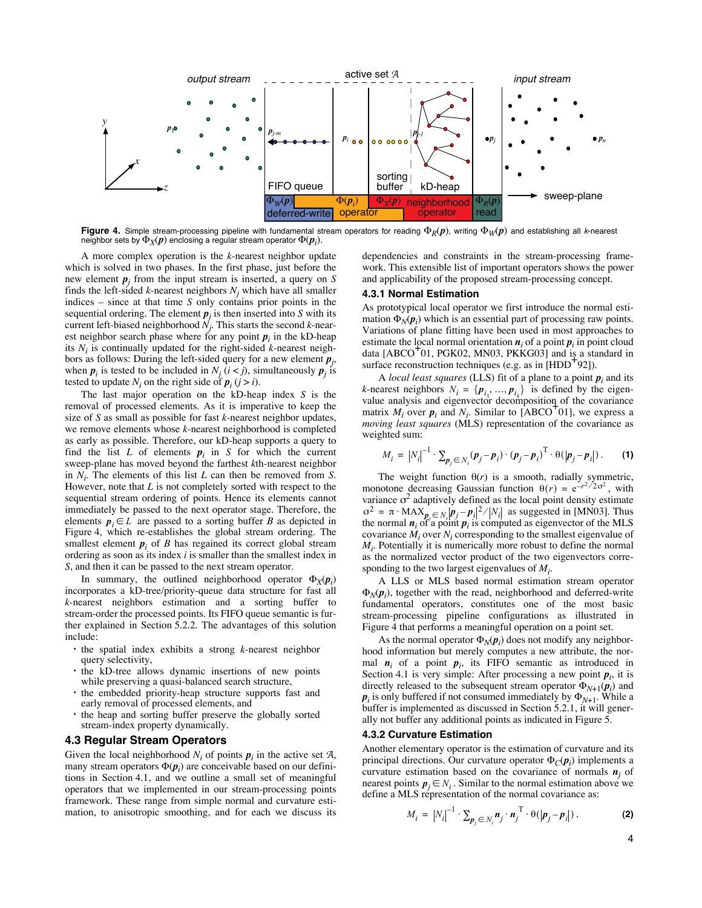**Figure 4.** Simple stream-processing pipeline with fundamental stream operators for reading $\Phi_R(\boldsymbol{p})$, writing $\Phi_W(\boldsymbol{p})$ and establishing all *k*-nearest neighbor sets by $\Phi_X(\boldsymbol{p})$ enclosing a regular stream operator $\Phi(\boldsymbol{p}_i)$.

A more complex operation is the *k*-nearest neighbor update which is solved in two phases. In the first phase, just before the new element $\boldsymbol{p}_j$ from the input stream is inserted, a query on *S* finds the left-sided *k*-nearest neighbors $N_j$ which have all smaller indices – since at that time *S* only contains prior points in the sequential ordering. The element $\boldsymbol{p}_j$ is then inserted into *S* with its current left-biased neighborhood $N_j$. This starts the second *k*-nearest neighbor search phase where for any point $\boldsymbol{p}_i$ in the kD-heap its $N_i$ is continually updated for the right-sided *k*-nearest neighbors as follows: During the left-sided query for a new element $\boldsymbol{p}_j$, when $\boldsymbol{p}_i$ is tested to be included in $N_j$ $(i < j)$, simultaneously $\boldsymbol{p}_j$ is tested to update $N_i$ on the right side of $\boldsymbol{p}_i$ $(j > i)$.

The last major operation on the kD-heap index *S* is the removal of processed elements. As it is imperative to keep the size of *S* as small as possible for fast *k*-nearest neighbor updates, we remove elements whose *k*-nearest neighborhood is completed as early as possible. Therefore, our kD-heap supports a query to find the list *L* of elements $\boldsymbol{p}_i$ in *S* for which the current sweep-plane has moved beyond the farthest *k*th-nearest neighbor in $N_i$. The elements of this list *L* can then be removed from *S*. However, note that *L* is not completely sorted with respect to the sequential stream ordering of points. Hence its elements cannot immediately be passed to the next operator stage. Therefore, the elements $\boldsymbol{p}_i \in L$ are passed to a sorting buffer *B* as depicted in Figure 4, which re-establishes the global stream ordering. The smallest element $\boldsymbol{p}_i$ of *B* has regained its correct global stream ordering as soon as its index *i* is smaller than the smallest index in *S*, and then it can be passed to the next stream operator.

In summary, the outlined neighborhood operator $\Phi_X(\boldsymbol{p}_i)$ incorporates a kD-tree/priority-queue data structure for fast all *k*-nearest neighbors estimation and a sorting buffer to stream-order the processed points. Its FIFO queue semantic is further explained in Section 5.2.2. The advantages of this solution include:

- the spatial index exhibits a strong *k*-nearest neighbor query selectivity,
- the kD-tree allows dynamic insertions of new points while preserving a quasi-balanced search structure,
- the embedded priority-heap structure supports fast and early removal of processed elements, and
- the heap and sorting buffer preserve the globally sorted stream-index property dynamically.

## 4.3 Regular Stream Operators

Given the local neighborhood $N_i$ of points $\boldsymbol{p}_i$ in the active set $\mathcal{A}$, many stream operators $\Phi(\boldsymbol{p}_i)$ are conceivable based on our definitions in Section 4.1, and we outline a small set of meaningful operators that we implemented in our stream-processing points framework. These range from simple normal and curvature estimation, to anisotropic smoothing, and for each we discuss its dependencies and constraints in the stream-processing framework. This extensible list of important operators shows the power and applicability of the proposed stream-processing concept.

### 4.3.1 Normal Estimation

As prototypical local operator we first introduce the normal estimation $\Phi_N(\boldsymbol{p}_i)$ which is an essential part of processing raw points. Variations of plane fitting have been used in most approaches to estimate the local normal orientation $\boldsymbol{n}_i$ of a point $\boldsymbol{p}_i$ in point cloud data [ABCO+01, PGK02, MN03, PKKG03] and is a standard in surface reconstruction techniques (e.g. as in [HDD+92]).

A *local least squares* (LLS) fit of a plane to a point $\boldsymbol{p}_i$ and its *k*-nearest neighbors $N_i = \{\boldsymbol{p}_{i_1}, \ldots, \boldsymbol{p}_{i_k}\}$ is defined by the eigenvalue analysis and eigenvector decomposition of the covariance matrix $M_i$ over $\boldsymbol{p}_i$ and $N_i$. Similar to [ABCO+01], we express a *moving least squares* (MLS) representation of the covariance as weighted sum:

$$M_i = |N_i|^{-1} \cdot \sum_{\boldsymbol{p}_j \in N_i} (\boldsymbol{p}_j - \boldsymbol{p}_i) \cdot (\boldsymbol{p}_j - \boldsymbol{p}_i)^{\mathrm{T}} \cdot \theta(|\boldsymbol{p}_j - \boldsymbol{p}_i|) . \quad \textbf{(1)}$$

The weight function $\theta(r)$ is a smooth, radially symmetric, monotone decreasing Gaussian function $\theta(r) = e^{-r^2/2\sigma^2}$, with variance $\sigma^2$ adaptively defined as the local point density estimate $\sigma^2 = \pi \cdot \mathrm{MAX}_{\boldsymbol{p}_j \in N_i} |\boldsymbol{p}_j - \boldsymbol{p}_i|^2 / |N_i|$ as suggested in [MN03]. Thus the normal $\boldsymbol{n}_i$ of a point $\boldsymbol{p}_i$ is computed as eigenvector of the MLS covariance $M_i$ over $N_i$ corresponding to the smallest eigenvalue of $M_i$. Potentially it is numerically more robust to define the normal as the normalized vector product of the two eigenvectors corresponding to the two largest eigenvalues of $M_i$.

A LLS or MLS based normal estimation stream operator $\Phi_N(\boldsymbol{p}_i)$, together with the read, neighborhood and deferred-write fundamental operators, constitutes one of the most basic stream-processing pipeline configurations as illustrated in Figure 4 that performs a meaningful operation on a point set.

As the normal operator $\Phi_N(\boldsymbol{p}_i)$ does not modify any neighborhood information but merely computes a new attribute, the normal $\boldsymbol{n}_i$ of a point $\boldsymbol{p}_i$, its FIFO semantic as introduced in Section 4.1 is very simple: After processing a new point $\boldsymbol{p}_i$, it is directly released to the subsequent stream operator $\Phi_{N+1}(\boldsymbol{p}_i)$ and $\boldsymbol{p}_i$ is only buffered if not consumed immediately by $\Phi_{N+1}$. While a buffer is implemented as discussed in Section 5.2.1, it will generally not buffer any additional points as indicated in Figure 5.

### 4.3.2 Curvature Estimation

Another elementary operator is the estimation of curvature and its principal directions. Our curvature operator $\Phi_C(\boldsymbol{p}_i)$ implements a curvature estimation based on the covariance of normals $\boldsymbol{n}_j$ of nearest points $\boldsymbol{p}_j \in N_i$. Similar to the normal estimation above we define a MLS representation of the normal covariance as:

$$M_i = |N_i|^{-1} \cdot \sum_{\boldsymbol{p}_j \in N_i} \boldsymbol{n}_j \cdot \boldsymbol{n}_j^{\mathrm{T}} \cdot \theta(|\boldsymbol{p}_j - \boldsymbol{p}_i|) . \quad \textbf{(2)}$$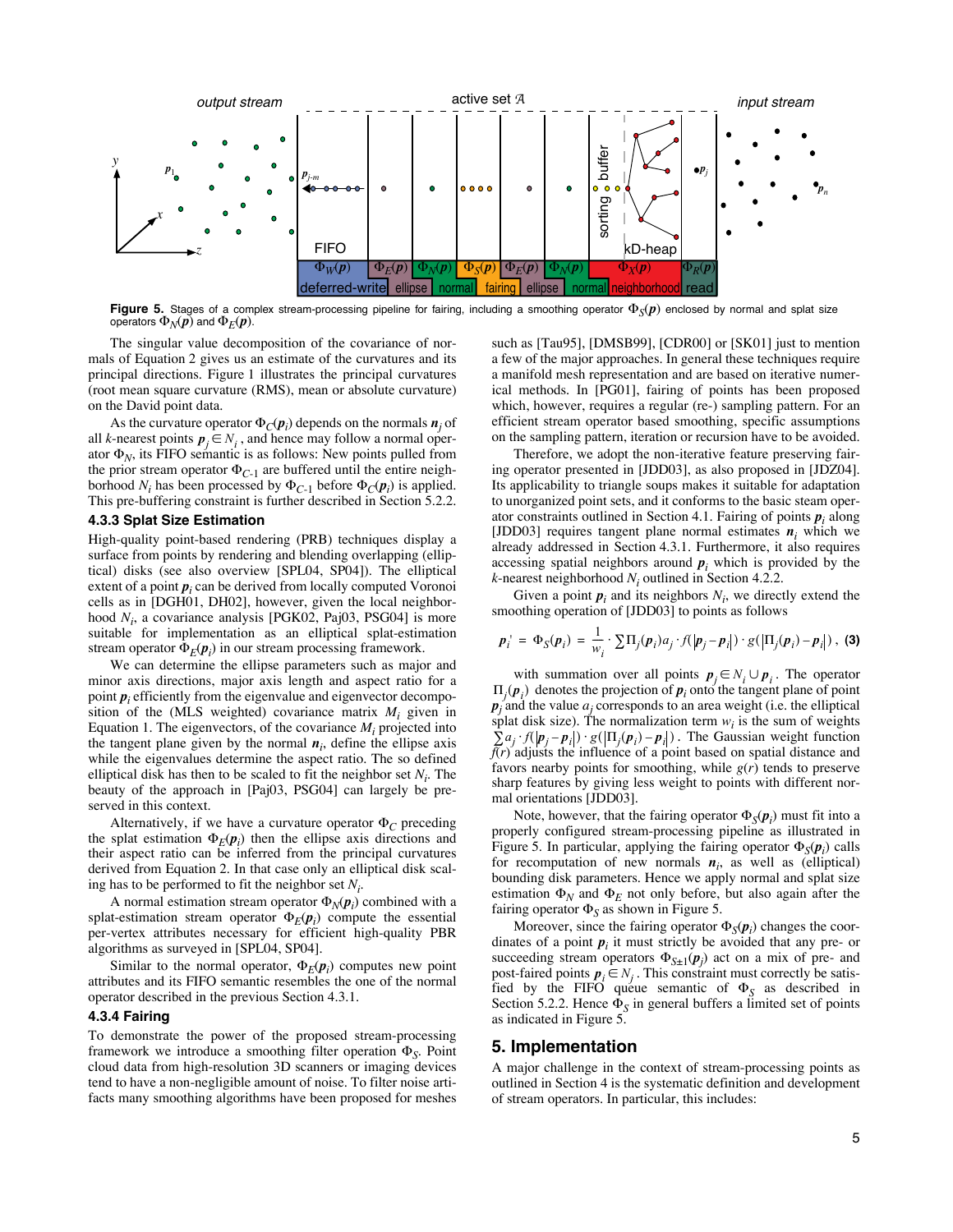**Figure 5.** Stages of a complex stream-processing pipeline for fairing, including a smoothing operator $\Phi_S(\boldsymbol{p})$ enclosed by normal and splat size operators $\Phi_N(\boldsymbol{p})$ and $\Phi_E(\boldsymbol{p})$.

The singular value decomposition of the covariance of normals of Equation 2 gives us an estimate of the curvatures and its principal directions. Figure 1 illustrates the principal curvatures (root mean square curvature (RMS), mean or absolute curvature) on the David point data.

As the curvature operator $\Phi_C(\boldsymbol{p}_i)$ depends on the normals $\boldsymbol{n}_j$ of all $k$-nearest points $\boldsymbol{p}_j \in N_i$, and hence may follow a normal operator $\Phi_N$, its FIFO semantic is as follows: New points pulled from the prior stream operator $\Phi_{C-1}$ are buffered until the entire neighborhood $N_i$ has been processed by $\Phi_{C-1}$ before $\Phi_C(\boldsymbol{p}_i)$ is applied. This pre-buffering constraint is further described in Section 5.2.2.

#### 4.3.3 Splat Size Estimation

High-quality point-based rendering (PRB) techniques display a surface from points by rendering and blending overlapping (elliptical) disks (see also overview [SPL04, SP04]). The elliptical extent of a point $\boldsymbol{p}_i$ can be derived from locally computed Voronoi cells as in [DGH01, DH02], however, given the local neighborhood $N_i$, a covariance analysis [PGK02, Paj03, PSG04] is more suitable for implementation as an elliptical splat-estimation stream operator $\Phi_E(\boldsymbol{p}_i)$ in our stream processing framework.

We can determine the ellipse parameters such as major and minor axis directions, major axis length and aspect ratio for a point $\boldsymbol{p}_i$ efficiently from the eigenvalue and eigenvector decomposition of the (MLS weighted) covariance matrix $M_i$ given in Equation 1. The eigenvectors, of the covariance $M_i$ projected into the tangent plane given by the normal $\boldsymbol{n}_i$, define the ellipse axis while the eigenvalues determine the aspect ratio. The so defined elliptical disk has then to be scaled to fit the neighbor set $N_i$. The beauty of the approach in [Paj03, PSG04] can largely be preserved in this context.

Alternatively, if we have a curvature operator $\Phi_C$ preceding the splat estimation $\Phi_E(\boldsymbol{p}_i)$ then the ellipse axis directions and their aspect ratio can be inferred from the principal curvatures derived from Equation 2. In that case only an elliptical disk scaling has to be performed to fit the neighbor set $N_i$.

A normal estimation stream operator $\Phi_N(\boldsymbol{p}_i)$ combined with a splat-estimation stream operator $\Phi_E(\boldsymbol{p}_i)$ compute the essential per-vertex attributes necessary for efficient high-quality PBR algorithms as surveyed in [SPL04, SP04].

Similar to the normal operator, $\Phi_E(\boldsymbol{p}_i)$ computes new point attributes and its FIFO semantic resembles the one of the normal operator described in the previous Section 4.3.1.

#### 4.3.4 Fairing

To demonstrate the power of the proposed stream-processing framework we introduce a smoothing filter operation $\Phi_S$. Point cloud data from high-resolution 3D scanners or imaging devices tend to have a non-negligible amount of noise. To filter noise artifacts many smoothing algorithms have been proposed for meshes such as [Tau95], [DMSB99], [CDR00] or [SK01] just to mention a few of the major approaches. In general these techniques require a manifold mesh representation and are based on iterative numerical methods. In [PG01], fairing of points has been proposed which, however, requires a regular (re-) sampling pattern. For an efficient stream operator based smoothing, specific assumptions on the sampling pattern, iteration or recursion have to be avoided.

Therefore, we adopt the non-iterative feature preserving fairing operator presented in [JDD03], as also proposed in [JDZ04]. Its applicability to triangle soups makes it suitable for adaptation to unorganized point sets, and it conforms to the basic steam operator constraints outlined in Section 4.1. Fairing of points $\boldsymbol{p}_i$ along [JDD03] requires tangent plane normal estimates $\boldsymbol{n}_i$ which we already addressed in Section 4.3.1. Furthermore, it also requires accessing spatial neighbors around $\boldsymbol{p}_i$ which is provided by the $k$-nearest neighborhood $N_i$ outlined in Section 4.2.2.

Given a point $\boldsymbol{p}_i$ and its neighbors $N_i$, we directly extend the smoothing operation of [JDD03] to points as follows

$$\boldsymbol{p}_i' = \Phi_S(\boldsymbol{p}_i) = \frac{1}{w_i} \cdot \sum \Pi_j(\boldsymbol{p}_i) a_j \cdot f(|\boldsymbol{p}_j - \boldsymbol{p}_i|) \cdot g(|\Pi_j(\boldsymbol{p}_i) - \boldsymbol{p}_i|)\,, \quad \text{(3)}$$

with summation over all points $\boldsymbol{p}_j \in N_i \cup \boldsymbol{p}_i$. The operator $\Pi_j(\boldsymbol{p}_i)$ denotes the projection of $\boldsymbol{p}_i$ onto the tangent plane of point $\boldsymbol{p}_j$ and the value $a_j$ corresponds to an area weight (i.e. the elliptical splat disk size). The normalization term $w_i$ is the sum of weights $\sum a_j \cdot f(|\boldsymbol{p}_j - \boldsymbol{p}_i|) \cdot g(|\Pi_j(\boldsymbol{p}_i) - \boldsymbol{p}_i|)$. The Gaussian weight function $f(r)$ adjusts the influence of a point based on spatial distance and favors nearby points for smoothing, while $g(r)$ tends to preserve sharp features by giving less weight to points with different normal orientations [JDD03].

Note, however, that the fairing operator $\Phi_S(\boldsymbol{p}_i)$ must fit into a properly configured stream-processing pipeline as illustrated in Figure 5. In particular, applying the fairing operator $\Phi_S(\boldsymbol{p}_i)$ calls for recomputation of new normals $\boldsymbol{n}_i$, as well as (elliptical) bounding disk parameters. Hence we apply normal and splat size estimation $\Phi_N$ and $\Phi_E$ not only before, but also again after the fairing operator $\Phi_S$ as shown in Figure 5.

Moreover, since the fairing operator $\Phi_S(\boldsymbol{p}_i)$ changes the coordinates of a point $\boldsymbol{p}_i$ it must strictly be avoided that any pre- or succeeding stream operators $\Phi_{S\pm1}(\boldsymbol{p}_j)$ act on a mix of pre- and post-faired points $\boldsymbol{p}_i \in N_j$. This constraint must correctly be satisfied by the FIFO queue semantic of $\Phi_S$ as described in Section 5.2.2. Hence $\Phi_S$ in general buffers a limited set of points as indicated in Figure 5.

## 5. Implementation

A major challenge in the context of stream-processing points as outlined in Section 4 is the systematic definition and development of stream operators. In particular, this includes: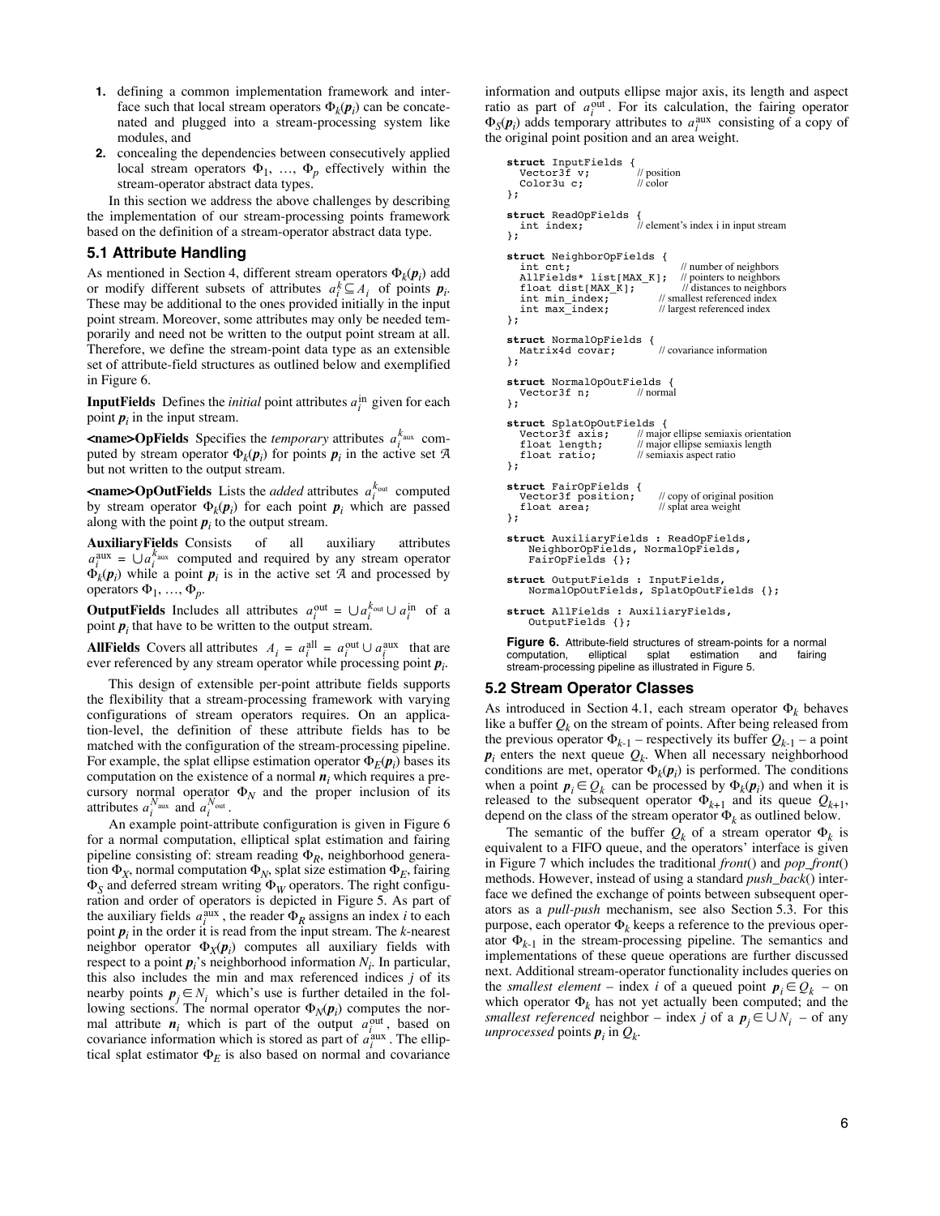1. defining a common implementation framework and interface such that local stream operators $\Phi_k(\boldsymbol{p}_i)$ can be concatenated and plugged into a stream-processing system like modules, and
2. concealing the dependencies between consecutively applied local stream operators $\Phi_1, \ldots, \Phi_p$ effectively within the stream-operator abstract data types.

In this section we address the above challenges by describing the implementation of our stream-processing points framework based on the definition of a stream-operator abstract data type.

### 5.1 Attribute Handling

As mentioned in Section 4, different stream operators $\Phi_k(\boldsymbol{p}_i)$ add or modify different subsets of attributes $a_i^k \subseteq A_i$ of points $\boldsymbol{p}_i$. These may be additional to the ones provided initially in the input point stream. Moreover, some attributes may only be needed temporarily and need not be written to the output point stream at all. Therefore, we define the stream-point data type as an extensible set of attribute-field structures as outlined below and exemplified in Figure 6.

**InputFields** Defines the *initial* point attributes $a_i^{\text{in}}$ given for each point $\boldsymbol{p}_i$ in the input stream.

**<name>OpFields** Specifies the *temporary* attributes $a_i^{k_{\text{aux}}}$ computed by stream operator $\Phi_k(\boldsymbol{p}_i)$ for points $\boldsymbol{p}_i$ in the active set $\mathcal{A}$ but not written to the output stream.

**<name>OpOutFields** Lists the *added* attributes $a_i^{k_{\text{out}}}$ computed by stream operator $\Phi_k(\boldsymbol{p}_i)$ for each point $\boldsymbol{p}_i$ which are passed along with the point $\boldsymbol{p}_i$ to the output stream.

**AuxiliaryFields** Consists of all auxiliary attributes $a_i^{\text{aux}} = \cup a_i^{k_{\text{aux}}}$ computed and required by any stream operator $\Phi_k(\boldsymbol{p}_i)$ while a point $\boldsymbol{p}_i$ is in the active set $\mathcal{A}$ and processed by operators $\Phi_1, \ldots, \Phi_p$.

**OutputFields** Includes all attributes $a_i^{\text{out}} = \cup a_i^{k_{\text{out}}} \cup a_i^{\text{in}}$ of a point $\boldsymbol{p}_i$ that have to be written to the output stream.

**AllFields** Covers all attributes $A_i = a_i^{\text{all}} = a_i^{\text{out}} \cup a_i^{\text{aux}}$ that are ever referenced by any stream operator while processing point $\boldsymbol{p}_i$.

This design of extensible per-point attribute fields supports the flexibility that a stream-processing framework with varying configurations of stream operators requires. On an application-level, the definition of these attribute fields has to be matched with the configuration of the stream-processing pipeline. For example, the splat ellipse estimation operator $\Phi_E(\boldsymbol{p}_i)$ bases its computation on the existence of a normal $\boldsymbol{n}_i$ which requires a precursory normal operator $\Phi_N$ and the proper inclusion of its attributes $a_i^{N_{\text{aux}}}$ and $a_i^{N_{\text{out}}}$.

An example point-attribute configuration is given in Figure 6 for a normal computation, elliptical splat estimation and fairing pipeline consisting of: stream reading $\Phi_R$, neighborhood generation $\Phi_X$, normal computation $\Phi_N$, splat size estimation $\Phi_E$, fairing $\Phi_S$ and deferred stream writing $\Phi_W$ operators. The right configuration and order of operators is depicted in Figure 5. As part of the auxiliary fields $a_i^{\text{aux}}$, the reader $\Phi_R$ assigns an index $i$ to each point $\boldsymbol{p}_i$ in the order it is read from the input stream. The $k$-nearest neighbor operator $\Phi_X(\boldsymbol{p}_i)$ computes all auxiliary fields with respect to a point $\boldsymbol{p}_i$'s neighborhood information $N_i$. In particular, this also includes the min and max referenced indices $j$ of its nearby points $\boldsymbol{p}_j \in N_i$ which's use is further detailed in the following sections. The normal operator $\Phi_N(\boldsymbol{p}_i)$ computes the normal attribute $\boldsymbol{n}_i$ which is part of the output $a_i^{\text{out}}$, based on covariance information which is stored as part of $a_i^{\text{aux}}$. The elliptical splat estimator $\Phi_E$ is also based on normal and covariance information and outputs ellipse major axis, its length and aspect ratio as part of $a_i^{\text{out}}$. For its calculation, the fairing operator $\Phi_S(\boldsymbol{p}_i)$ adds temporary attributes to $a_i^{\text{aux}}$ consisting of a copy of the original point position and an area weight.

```
struct InputFields {
  Vector3f v;          // position
  Color3u c;           // color
};

struct ReadOpFields {
  int index;           // element's index i in input stream
};

struct NeighborOpFields {
  int cnt;                      // number of neighbors
  AllFields* list[MAX_K];       // pointers to neighbors
  float dist[MAX_K];            // distances to neighbors
  int min_index;                // smallest referenced index
  int max_index;                // largest referenced index
};

struct NormalOpFields {
  Matrix4d covar;      // covariance information
};

struct NormalOpOutFields {
  Vector3f n;          // normal
};

struct SplatOpOutFields {
  Vector3f axis;       // major ellipse semiaxis orientation
  float length;        // major ellipse semiaxis length
  float ratio;         // semiaxis aspect ratio
};

struct FairOpFields {
  Vector3f position;   // copy of original position
  float area;          // splat area weight
};

struct AuxiliaryFields : ReadOpFields,
    NeighborOpFields, NormalOpFields,
    FairOpFields {};

struct OutputFields : InputFields,
    NormalOpOutFields, SplatOpOutFields {};

struct AllFields : AuxiliaryFields,
    OutputFields {};
```

**Figure 6.** Attribute-field structures of stream-points for a normal computation, elliptical splat estimation and fairing stream-processing pipeline as illustrated in Figure 5.

### 5.2 Stream Operator Classes

As introduced in Section 4.1, each stream operator $\Phi_k$ behaves like a buffer $Q_k$ on the stream of points. After being released from the previous operator $\Phi_{k-1}$ – respectively its buffer $Q_{k-1}$ – a point $\boldsymbol{p}_i$ enters the next queue $Q_k$. When all necessary neighborhood conditions are met, operator $\Phi_k(\boldsymbol{p}_i)$ is performed. The conditions when a point $\boldsymbol{p}_i \in Q_k$ can be processed by $\Phi_k(\boldsymbol{p}_i)$ and when it is released to the subsequent operator $\Phi_{k+1}$ and its queue $Q_{k+1}$, depend on the class of the stream operator $\Phi_k$ as outlined below.

The semantic of the buffer $Q_k$ of a stream operator $\Phi_k$ is equivalent to a FIFO queue, and the operators' interface is given in Figure 7 which includes the traditional *front*() and *pop_front*() methods. However, instead of using a standard *push_back*() interface we defined the exchange of points between subsequent operators as a *pull-push* mechanism, see also Section 5.3. For this purpose, each operator $\Phi_k$ keeps a reference to the previous operator $\Phi_{k-1}$ in the stream-processing pipeline. The semantics and implementations of these queue operations are further discussed next. Additional stream-operator functionality includes queries on the *smallest element* – index $i$ of a queued point $\boldsymbol{p}_i \in Q_k$ – on which operator $\Phi_k$ has not yet actually been computed; and the *smallest referenced* neighbor – index $j$ of a $\boldsymbol{p}_j \in \cup N_i$ – of any *unprocessed* points $\boldsymbol{p}_i$ in $Q_k$.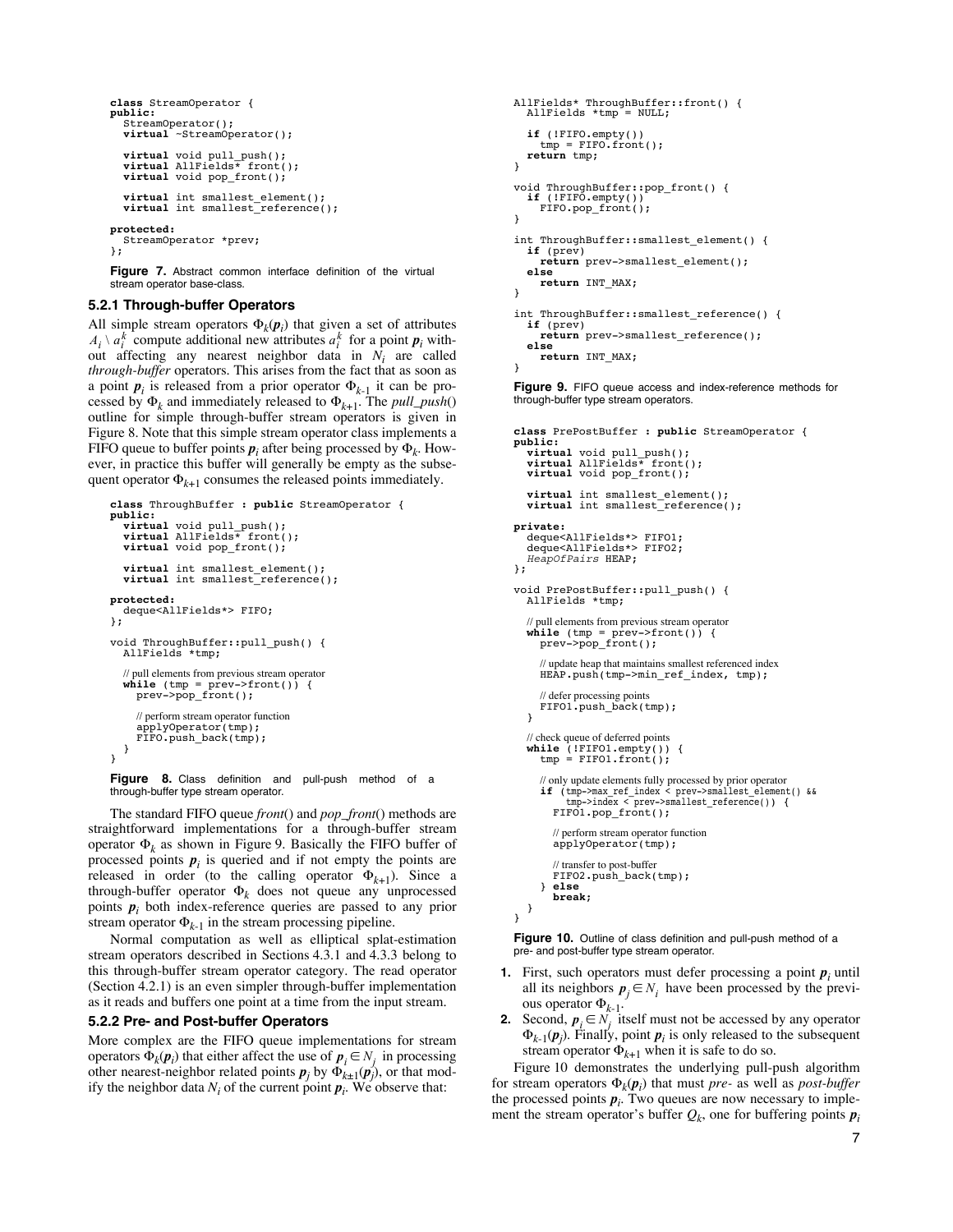```
class StreamOperator {
public:
  StreamOperator();
  virtual ~StreamOperator();

  virtual void pull_push();
  virtual AllFields* front();
  virtual void pop_front();

  virtual int smallest_element();
  virtual int smallest_reference();

protected:
  StreamOperator *prev;
};
```

**Figure 7.** Abstract common interface definition of the virtual stream operator base-class.

### 5.2.1 Through-buffer Operators

All simple stream operators $\Phi_k(\boldsymbol{p}_i)$ that given a set of attributes $A_i \setminus a_i^k$ compute additional new attributes $a_i^k$ for a point $\boldsymbol{p}_i$ without affecting any nearest neighbor data in $N_i$ are called *through-buffer* operators. This arises from the fact that as soon as a point $\boldsymbol{p}_i$ is released from a prior operator $\Phi_{k-1}$ it can be processed by $\Phi_k$ and immediately released to $\Phi_{k+1}$. The *pull_push*() outline for simple through-buffer stream operators is given in Figure 8. Note that this simple stream operator class implements a FIFO queue to buffer points $\boldsymbol{p}_i$ after being processed by $\Phi_k$. However, in practice this buffer will generally be empty as the subsequent operator $\Phi_{k+1}$ consumes the released points immediately.

```
class ThroughBuffer : public StreamOperator {
public:
  virtual void pull_push();
  virtual AllFields* front();
  virtual void pop_front();

  virtual int smallest_element();
  virtual int smallest_reference();

protected:
  deque<AllFields*> FIFO;
};

void ThroughBuffer::pull_push() {
  AllFields *tmp;

  // pull elements from previous stream operator
  while (tmp = prev->front()) {
    prev->pop_front();

    // perform stream operator function
    applyOperator(tmp);
    FIFO.push_back(tmp);
  }
}
```

**Figure 8.** Class definition and pull-push method of a through-buffer type stream operator.

The standard FIFO queue *front*() and *pop_front*() methods are straightforward implementations for a through-buffer stream operator $\Phi_k$ as shown in Figure 9. Basically the FIFO buffer of processed points $\boldsymbol{p}_i$ is queried and if not empty the points are released in order (to the calling operator $\Phi_{k+1}$). Since a through-buffer operator $\Phi_k$ does not queue any unprocessed points $\boldsymbol{p}_i$ both index-reference queries are passed to any prior stream operator $\Phi_{k-1}$ in the stream processing pipeline.

Normal computation as well as elliptical splat-estimation stream operators described in Sections 4.3.1 and 4.3.3 belong to this through-buffer stream operator category. The read operator (Section 4.2.1) is an even simpler through-buffer implementation as it reads and buffers one point at a time from the input stream.

### 5.2.2 Pre- and Post-buffer Operators

More complex are the FIFO queue implementations for stream operators $\Phi_k(\boldsymbol{p}_i)$ that either affect the use of $\boldsymbol{p}_i \in N_j$ in processing other nearest-neighbor related points $\boldsymbol{p}_j$ by $\Phi_{k\pm1}(\boldsymbol{p}_j)$, or that modify the neighbor data $N_i$ of the current point $\boldsymbol{p}_i$. We observe that:

```
AllFields* ThroughBuffer::front() {
  AllFields *tmp = NULL;

  if (!FIFO.empty())
    tmp = FIFO.front();
  return tmp;
}

void ThroughBuffer::pop_front() {
  if (!FIFO.empty())
    FIFO.pop_front();
}

int ThroughBuffer::smallest_element() {
  if (prev)
    return prev->smallest_element();
  else
    return INT_MAX;
}

int ThroughBuffer::smallest_reference() {
  if (prev)
    return prev->smallest_reference();
  else
    return INT_MAX;
}
```

**Figure 9.** FIFO queue access and index-reference methods for through-buffer type stream operators.

```
class PrePostBuffer : public StreamOperator {
public:
  virtual void pull_push();
  virtual AllFields* front();
  virtual void pop_front();

  virtual int smallest_element();
  virtual int smallest_reference();

private:
  deque<AllFields*> FIFO1;
  deque<AllFields*> FIFO2;
  HeapOfPairs HEAP;
};

void PrePostBuffer::pull_push() {
  AllFields *tmp;

  // pull elements from previous stream operator
  while (tmp = prev->front()) {
    prev->pop_front();

    // update heap that maintains smallest referenced index
    HEAP.push(tmp->min_ref_index, tmp);

    // defer processing points
    FIFO1.push_back(tmp);
  }

  // check queue of deferred points
  while (!FIFO1.empty()) {
    tmp = FIFO1.front();

    // only update elements fully processed by prior operator
    if (tmp->max_ref_index < prev->smallest_element() &&
        tmp->index < prev->smallest_reference()) {
      FIFO1.pop_front();

      // perform stream operator function
      applyOperator(tmp);

      // transfer to post-buffer
      FIFO2.push_back(tmp);
    } else
      break;
  }
}
```

**Figure 10.** Outline of class definition and pull-push method of a pre- and post-buffer type stream operator.

1. First, such operators must defer processing a point $\boldsymbol{p}_i$ until all its neighbors $\boldsymbol{p}_j \in N_i$ have been processed by the previous operator $\Phi_{k-1}$.
2. Second, $\boldsymbol{p}_i \in N_j$ itself must not be accessed by any operator $\Phi_{k-1}(\boldsymbol{p}_j)$. Finally, point $\boldsymbol{p}_i$ is only released to the subsequent stream operator $\Phi_{k+1}$ when it is safe to do so.

Figure 10 demonstrates the underlying pull-push algorithm for stream operators $\Phi_k(\boldsymbol{p}_i)$ that must *pre-* as well as *post-buffer* the processed points $\boldsymbol{p}_i$. Two queues are now necessary to implement the stream operator's buffer $Q_k$, one for buffering points $\boldsymbol{p}_i$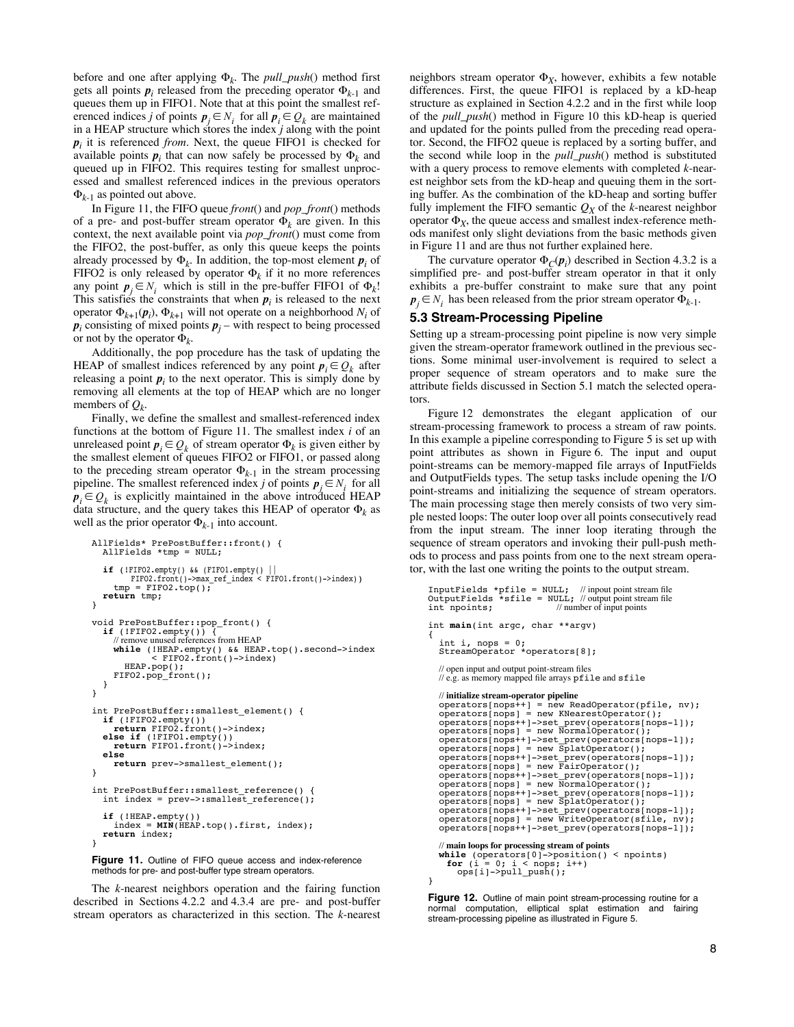before and one after applying $\Phi_k$. The *pull_push*() method first gets all points $\boldsymbol{p}_i$ released from the preceding operator $\Phi_{k-1}$ and queues them up in FIFO1. Note that at this point the smallest referenced indices $j$ of points $\boldsymbol{p}_j \in N_i$ for all $\boldsymbol{p}_i \in Q_k$ are maintained in a HEAP structure which stores the index $j$ along with the point $\boldsymbol{p}_i$ it is referenced *from*. Next, the queue FIFO1 is checked for available points $\boldsymbol{p}_i$ that can now safely be processed by $\Phi_k$ and queued up in FIFO2. This requires testing for smallest unprocessed and smallest referenced indices in the previous operators $\Phi_{k-1}$ as pointed out above.

In Figure 11, the FIFO queue *front*() and *pop_front*() methods of a pre- and post-buffer stream operator $\Phi_k$ are given. In this context, the next available point via *pop_front*() must come from the FIFO2, the post-buffer, as only this queue keeps the points already processed by $\Phi_k$. In addition, the top-most element $\boldsymbol{p}_i$ of FIFO2 is only released by operator $\Phi_k$ if it no more references any point $\boldsymbol{p}_j \in N_i$ which is still in the pre-buffer FIFO1 of $\Phi_k$! This satisfies the constraints that when $\boldsymbol{p}_i$ is released to the next operator $\Phi_{k+1}(\boldsymbol{p}_i)$, $\Phi_{k+1}$ will not operate on a neighborhood $N_i$ of $\boldsymbol{p}_i$ consisting of mixed points $\boldsymbol{p}_j$ – with respect to being processed or not by the operator $\Phi_k$.

Additionally, the pop procedure has the task of updating the HEAP of smallest indices referenced by any point $\boldsymbol{p}_i \in Q_k$ after releasing a point $\boldsymbol{p}_i$ to the next operator. This is simply done by removing all elements at the top of HEAP which are no longer members of $Q_k$.

Finally, we define the smallest and smallest-referenced index functions at the bottom of Figure 11. The smallest index $i$ of an unreleased point $\boldsymbol{p}_i \in Q_k$ of stream operator $\Phi_k$ is given either by the smallest element of queues FIFO2 or FIFO1, or passed along to the preceding stream operator $\Phi_{k-1}$ in the stream processing pipeline. The smallest referenced index $j$ of points $\boldsymbol{p}_j \in N_i$ for all $\boldsymbol{p}_i \in Q_k$ is explicitly maintained in the above introduced HEAP data structure, and the query takes this HEAP of operator $\Phi_k$ as well as the prior operator $\Phi_{k-1}$ into account.

```
AllFields* PrePostBuffer::front() {
  AllFields *tmp = NULL;

  if (!FIFO2.empty() && (FIFO1.empty() ||
        FIFO2.front()->max_ref_index < FIFO1.front()->index))
    tmp = FIFO2.top();
  return tmp;
}

void PrePostBuffer::pop_front() {
  if (!FIFO2.empty()) {
    // remove unused references from HEAP
    while (!HEAP.empty() && HEAP.top().second->index
            < FIFO2.front()->index)
      HEAP.pop();
    FIFO2.pop_front();
  }
}

int PrePostBuffer::smallest_element() {
  if (!FIFO2.empty())
    return FIFO2.front()->index;
  else if (!FIFO1.empty())
    return FIFO1.front()->index;
  else
    return prev->smallest_element();
}

int PrePostBuffer::smallest_reference() {
  int index = prev->:smallest_reference();

  if (!HEAP.empty())
    index = MIN(HEAP.top().first, index);
  return index;
}
```

**Figure 11.** Outline of FIFO queue access and index-reference methods for pre- and post-buffer type stream operators.

The $k$-nearest neighbors operation and the fairing function described in Sections 4.2.2 and 4.3.4 are pre- and post-buffer stream operators as characterized in this section. The $k$-nearest neighbors stream operator $\Phi_X$, however, exhibits a few notable differences. First, the queue FIFO1 is replaced by a kD-heap structure as explained in Section 4.2.2 and in the first while loop of the *pull_push*() method in Figure 10 this kD-heap is queried and updated for the points pulled from the preceding read operator. Second, the FIFO2 queue is replaced by a sorting buffer, and the second while loop in the *pull_push*() method is substituted with a query process to remove elements with completed $k$-nearest neighbor sets from the kD-heap and queuing them in the sorting buffer. As the combination of the kD-heap and sorting buffer fully implement the FIFO semantic $Q_X$ of the $k$-nearest neighbor operator $\Phi_X$, the queue access and smallest index-reference methods manifest only slight deviations from the basic methods given in Figure 11 and are thus not further explained here.

The curvature operator $\Phi_C(\boldsymbol{p}_i)$ described in Section 4.3.2 is a simplified pre- and post-buffer stream operator in that it only exhibits a pre-buffer constraint to make sure that any point $\boldsymbol{p}_j \in N_i$ has been released from the prior stream operator $\Phi_{k-1}$.

## 5.3 Stream-Processing Pipeline

Setting up a stream-processing point pipeline is now very simple given the stream-operator framework outlined in the previous sections. Some minimal user-involvement is required to select a proper sequence of stream operators and to make sure the attribute fields discussed in Section 5.1 match the selected operators.

Figure 12 demonstrates the elegant application of our stream-processing framework to process a stream of raw points. In this example a pipeline corresponding to Figure 5 is set up with point attributes as shown in Figure 6. The input and ouput point-streams can be memory-mapped file arrays of InputFields and OutputFields types. The setup tasks include opening the I/O point-streams and initializing the sequence of stream operators. The main processing stage then merely consists of two very simple nested loops: The outer loop over all points consecutively read from the input stream. The inner loop iterating through the sequence of stream operators and invoking their pull-push methods to process and pass points from one to the next stream operator, with the last one writing the points to the output stream.

```
InputFields *pfile = NULL;   // inpout point stream file
OutputFields *sfile = NULL;  // output point stream file
int npoints;                 // number of input points

int main(int argc, char **argv)
{
  int i, nops = 0;
  StreamOperator *operators[8];

  // open input and output point-stream files
  // e.g. as memory mapped file arrays pfile and sfile

  // initialize stream-operator pipeline
  operators[nops++] = new ReadOperator(pfile, nv);
  operators[nops] = new KNearestOperator();
  operators[nops++]->set_prev(operators[nops-1]);
  operators[nops] = new NormalOperator();
  operators[nops++]->set_prev(operators[nops-1]);
  operators[nops] = new SplatOperator();
  operators[nops++]->set_prev(operators[nops-1]);
  operators[nops] = new FairOperator();
  operators[nops++]->set_prev(operators[nops-1]);
  operators[nops] = new NormalOperator();
  operators[nops++]->set_prev(operators[nops-1]);
  operators[nops] = new SplatOperator();
  operators[nops++]->set_prev(operators[nops-1]);
  operators[nops] = new WriteOperator(sfile, nv);
  operators[nops++]->set_prev(operators[nops-1]);

  // main loops for processing stream of points
  while (operators[0]->position() < npoints)
    for (i = 0; i < nops; i++)
      ops[i]->pull_push();
}
```

**Figure 12.** Outline of main point stream-processing routine for a normal computation, elliptical splat estimation and fairing stream-processing pipeline as illustrated in Figure 5.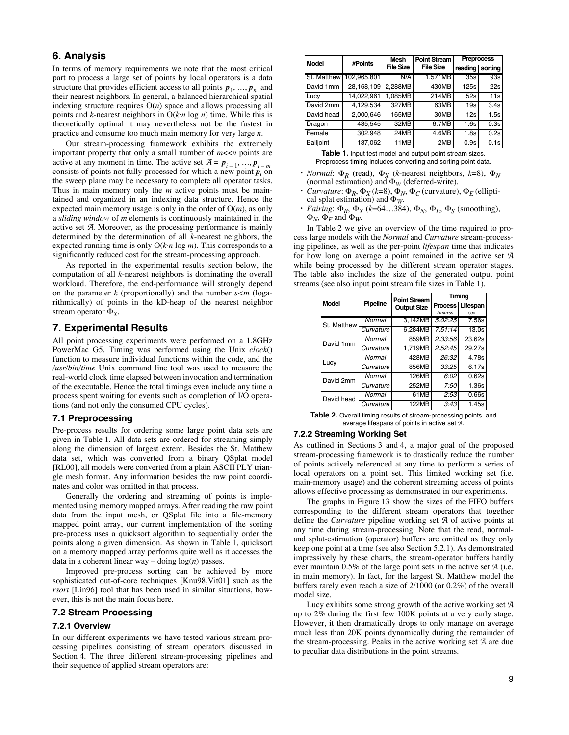## 6. Analysis

In terms of memory requirements we note that the most critical part to process a large set of points by local operators is a data structure that provides efficient access to all points $\boldsymbol{p}_1, \ldots, \boldsymbol{p}_n$ and their nearest neighbors. In general, a balanced hierarchical spatial indexing structure requires $O(n)$ space and allows processing all points and $k$-nearest neighbors in $O(k \cdot n \log n)$ time. While this is theoretically optimal it may nevertheless not be the fastest in practice and consume too much main memory for very large $n$.

Our stream-processing framework exhibits the extremely important property that only a small number of $m \ll n$ points are active at any moment in time. The active set $\mathcal{A} = \boldsymbol{p}_{i-1}, \ldots, \boldsymbol{p}_{i-m}$ consists of points not fully processed for which a new point $\boldsymbol{p}_i$ on the sweep plane may be necessary to complete all operator tasks. Thus in main memory only the $m$ active points must be maintained and organized in an indexing data structure. Hence the expected main memory usage is only in the order of $O(m)$, as only a *sliding window* of $m$ elements is continuously maintained in the active set $\mathcal{A}$. Moreover, as the processing performance is mainly determined by the determination of all $k$-nearest neighbors, the expected running time is only $O(k \cdot n \log m)$. This corresponds to a significantly reduced cost for the stream-processing approach.

As reported in the experimental results section below, the computation of all $k$-nearest neighbors is dominating the overall workload. Therefore, the end-performance will strongly depend on the parameter $k$ (proportionally) and the number $s < m$ (logarithmically) of points in the kD-heap of the nearest neighbor stream operator $\Phi_X$.

## 7. Experimental Results

All point processing experiments were performed on a 1.8GHz PowerMac G5. Timing was performed using the Unix *clock*() function to measure individual functions within the code, and the */usr/bin/time* Unix command line tool was used to measure the real-world clock time elapsed between invocation and termination of the executable. Hence the total timings even include any time a process spent waiting for events such as completion of I/O operations (and not only the consumed CPU cycles).

### 7.1 Preprocessing

Pre-process results for ordering some large point data sets are given in Table 1. All data sets are ordered for streaming simply along the dimension of largest extent. Besides the St. Matthew data set, which was converted from a binary QSplat model [RL00], all models were converted from a plain ASCII PLY triangle mesh format. Any information besides the raw point coordinates and color was omitted in that process.

Generally the ordering and streaming of points is implemented using memory mapped arrays. After reading the raw point data from the input mesh, or QSplat file into a file-memory mapped point array, our current implementation of the sorting pre-process uses a quicksort algorithm to sequentially order the points along a given dimension. As shown in Table 1, quicksort on a memory mapped array performs quite well as it accesses the data in a coherent linear way – doing $\log(n)$ passes.

Improved pre-process sorting can be achieved by more sophisticated out-of-core techniques [Knu98,Vit01] such as the *rsort* [Lin96] tool that has been used in similar situations, however, this is not the main focus here.

### 7.2 Stream Processing

#### 7.2.1 Overview

In our different experiments we have tested various stream processing pipelines consisting of stream operators discussed in Section 4. The three different stream-processing pipelines and their sequence of applied stream operators are:

| Model | #Points | Mesh File Size | Point Stream File Size | Preprocess | |
|---|---|---|---|---|---|
| | | | | reading | sorting |
| St. Matthew | 102,965,801 | N/A | 1,571MB | 35s | 93s |
| David 1mm | 28,168,109 | 2,288MB | 430MB | 125s | 22s |
| Lucy | 14,022,961 | 1,085MB | 214MB | 52s | 11s |
| David 2mm | 4,129,534 | 327MB | 63MB | 19s | 3.4s |
| David head | 2,000,646 | 165MB | 30MB | 12s | 1.5s |
| Dragon | 435,545 | 32MB | 6.7MB | 1.6s | 0.3s |
| Female | 302,948 | 24MB | 4.6MB | 1.8s | 0.2s |
| Balljoint | 137,062 | 11MB | 2MB | 0.9s | 0.1s |

**Table 1.** Input test model and output point stream sizes. Preprocess timing includes converting and sorting point data.

- *Normal*: $\Phi_R$ (read), $\Phi_X$ ($k$-nearest neighbors, $k$=8), $\Phi_N$ (normal estimation) and $\Phi_W$ (deferred-write).
- *Curvature*: $\Phi_R$, $\Phi_X$ ($k$=8), $\Phi_N$, $\Phi_C$ (curvature), $\Phi_E$ (elliptical splat estimation) and $\Phi_W$.
- *Fairing*: $\Phi_R$, $\Phi_X$ ($k$=64…384), $\Phi_N$, $\Phi_E$, $\Phi_S$ (smoothing), $\Phi_N$, $\Phi_E$ and $\Phi_W$.

In Table 2 we give an overview of the time required to process large models with the *Normal* and *Curvature* stream-processing pipelines, as well as the per-point *lifespan* time that indicates for how long on average a point remained in the active set $\mathcal{A}$ while being processed by the different stream operator stages. The table also includes the size of the generated output point streams (see also input point stream file sizes in Table 1).

| Model | Pipeline | Point Stream Output Size | Timing | |
|---|---|---|---|---|
| | | | Process (h:mm:ss) | Lifespan (sec.) |
| St. Matthew | *Normal* | 3,142MB | *5:02:25* | 7.56s |
| | *Curvature* | 6,284MB | *7:51:14* | 13.0s |
| David 1mm | *Normal* | 859MB | *2:33:56* | 23.62s |
| | *Curvature* | 1,719MB | *2:52:45* | 29.27s |
| Lucy | *Normal* | 428MB | *26:32* | 4.78s |
| | *Curvature* | 856MB | *33:25* | 6.17s |
| David 2mm | *Normal* | 126MB | *6:02* | 0.62s |
| | *Curvature* | 252MB | *7:50* | 1.36s |
| David head | *Normal* | 61MB | *2:53* | 0.66s |
| | *Curvature* | 122MB | *3:43* | 1.45s |

**Table 2.** Overall timing results of stream-processing points, and average lifespans of points in active set $\mathcal{A}$.

#### 7.2.2 Streaming Working Set

As outlined in Sections 3 and 4, a major goal of the proposed stream-processing framework is to drastically reduce the number of points actively referenced at any time to perform a series of local operators on a point set. This limited working set (i.e. main-memory usage) and the coherent streaming access of points allows effective processing as demonstrated in our experiments.

The graphs in Figure 13 show the sizes of the FIFO buffers corresponding to the different stream operators that together define the *Curvature* pipeline working set $\mathcal{A}$ of active points at any time during stream-processing. Note that the read, normal- and splat-estimation (operator) buffers are omitted as they only keep one point at a time (see also Section 5.2.1). As demonstrated impressively by these charts, the stream-operator buffers hardly ever maintain 0.5% of the large point sets in the active set $\mathcal{A}$ (i.e. in main memory). In fact, for the largest St. Matthew model the buffers rarely even reach a size of 2/1000 (or 0.2%) of the overall model size.

Lucy exhibits some strong growth of the active working set $\mathcal{A}$ up to 2% during the first few 100K points at a very early stage. However, it then dramatically drops to only manage on average much less than 20K points dynamically during the remainder of the stream-processing. Peaks in the active working set $\mathcal{A}$ are due to peculiar data distributions in the point streams.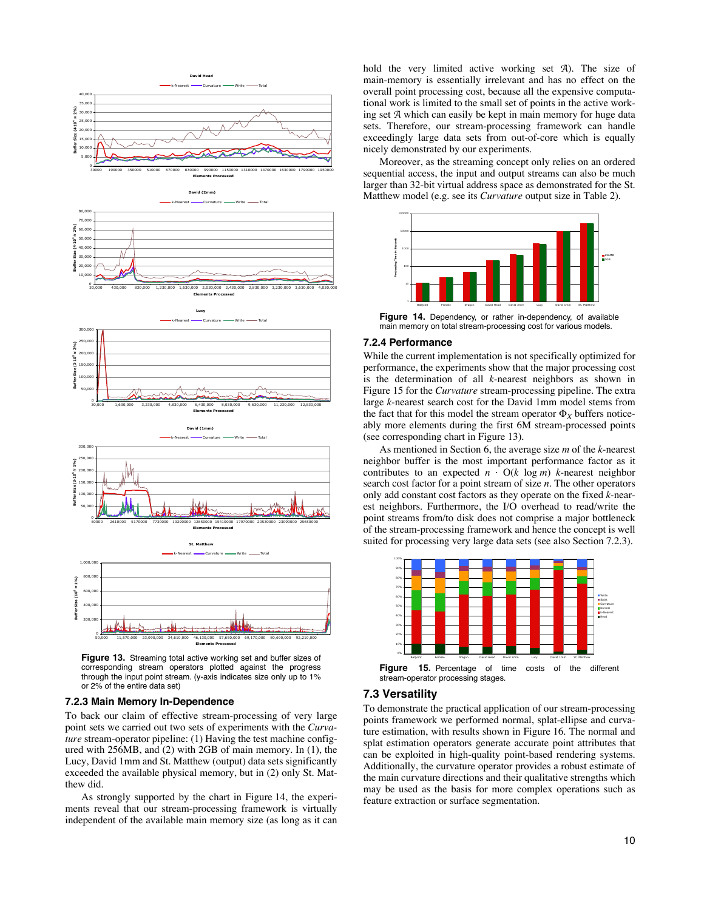Figure 13. Streaming total active working set and buffer sizes of corresponding stream operators plotted against the progress through the input point stream. (y-axis indicates size only up to 1% or 2% of the entire data set)

### 7.2.3 Main Memory In-Dependence

To back our claim of effective stream-processing of very large point sets we carried out two sets of experiments with the *Curvature* stream-operator pipeline: (1) Having the test machine configured with 256MB, and (2) with 2GB of main memory. In (1), the Lucy, David 1mm and St. Matthew (output) data sets significantly exceeded the available physical memory, but in (2) only St. Matthew did.

As strongly supported by the chart in Figure 14, the experiments reveal that our stream-processing framework is virtually independent of the available main memory size (as long as it can hold the very limited active working set $\mathcal{A}$). The size of main-memory is essentially irrelevant and has no effect on the overall point processing cost, because all the expensive computational work is limited to the small set of points in the active working set $\mathcal{A}$ which can easily be kept in main memory for huge data sets. Therefore, our stream-processing framework can handle exceedingly large data sets from out-of-core which is equally nicely demonstrated by our experiments.

Moreover, as the streaming concept only relies on an ordered sequential access, the input and output streams can also be much larger than 32-bit virtual address space as demonstrated for the St. Matthew model (e.g. see its *Curvature* output size in Table 2).

Figure 14. Dependency, or rather in-dependency, of available main memory on total stream-processing cost for various models.

### 7.2.4 Performance

While the current implementation is not specifically optimized for performance, the experiments show that the major processing cost is the determination of all *k*-nearest neighbors as shown in Figure 15 for the *Curvature* stream-processing pipeline. The extra large *k*-nearest search cost for the David 1mm model stems from the fact that for this model the stream operator $\Phi_X$ buffers noticeably more elements during the first 6M stream-processed points (see corresponding chart in Figure 13).

As mentioned in Section 6, the average size *m* of the *k*-nearest neighbor buffer is the most important performance factor as it contributes to an expected $n \cdot O(k \log m)$ *k*-nearest neighbor search cost factor for a point stream of size *n*. The other operators only add constant cost factors as they operate on the fixed *k*-nearest neighbors. Furthermore, the I/O overhead to read/write the point streams from/to disk does not comprise a major bottleneck of the stream-processing framework and hence the concept is well suited for processing very large data sets (see also Section 7.2.3).

Figure 15. Percentage of time costs of the different stream-operator processing stages.

## 7.3 Versatility

To demonstrate the practical application of our stream-processing points framework we performed normal, splat-ellipse and curvature estimation, with results shown in Figure 16. The normal and splat estimation operators generate accurate point attributes that can be exploited in high-quality point-based rendering systems. Additionally, the curvature operator provides a robust estimate of the main curvature directions and their qualitative strengths which may be used as the basis for more complex operations such as feature extraction or surface segmentation.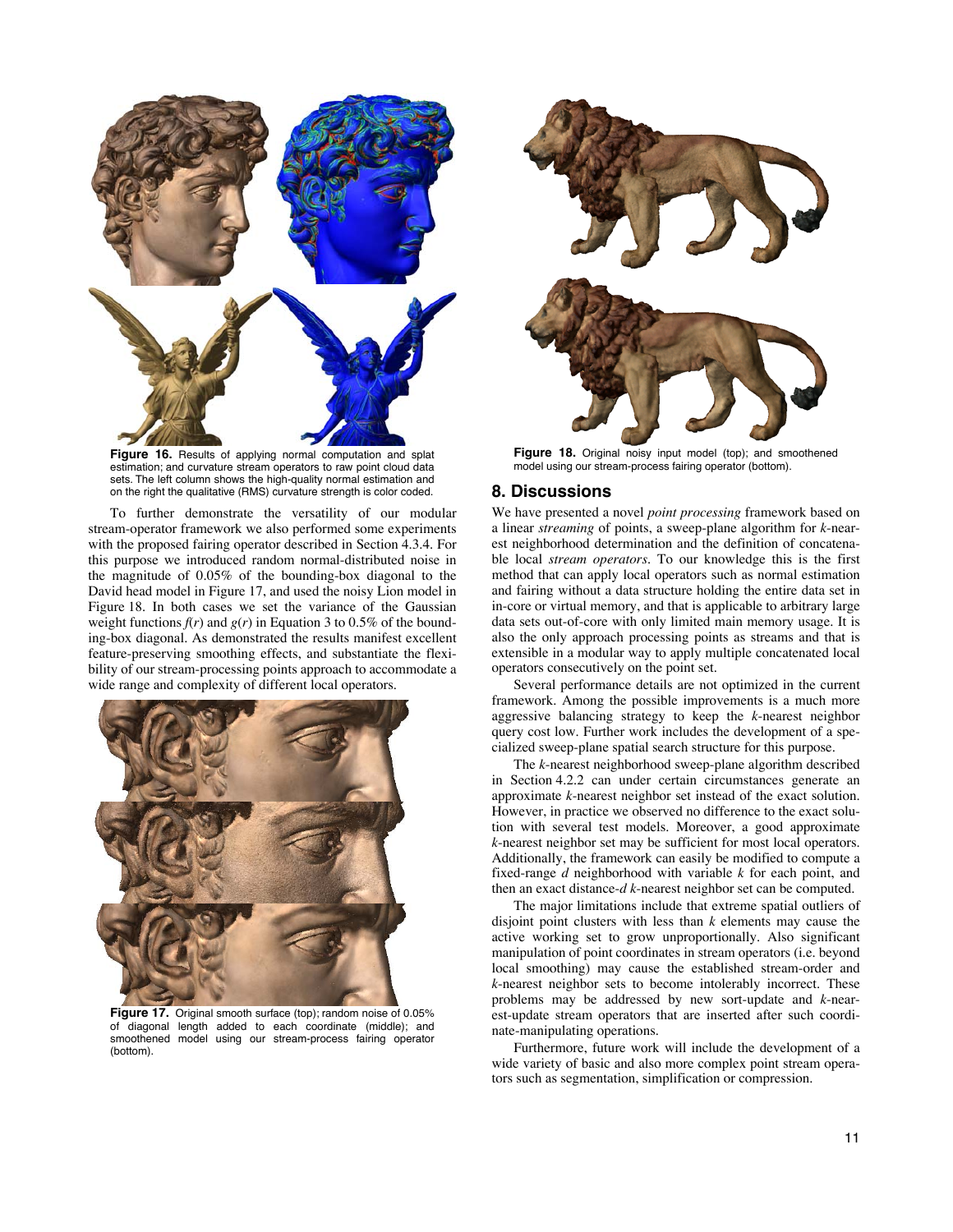Figure 16. Results of applying normal computation and splat estimation; and curvature stream operators to raw point cloud data sets. The left column shows the high-quality normal estimation and on the right the qualitative (RMS) curvature strength is color coded.

To further demonstrate the versatility of our modular stream-operator framework we also performed some experiments with the proposed fairing operator described in Section 4.3.4. For this purpose we introduced random normal-distributed noise in the magnitude of 0.05% of the bounding-box diagonal to the David head model in Figure 17, and used the noisy Lion model in Figure 18. In both cases we set the variance of the Gaussian weight functions $f(r)$ and $g(r)$ in Equation 3 to 0.5% of the bounding-box diagonal. As demonstrated the results manifest excellent feature-preserving smoothing effects, and substantiate the flexibility of our stream-processing points approach to accommodate a wide range and complexity of different local operators.

Figure 17. Original smooth surface (top); random noise of 0.05% of diagonal length added to each coordinate (middle); and smoothened model using our stream-process fairing operator (bottom).

Figure 18. Original noisy input model (top); and smoothened model using our stream-process fairing operator (bottom).

## 8. Discussions

We have presented a novel *point processing* framework based on a linear *streaming* of points, a sweep-plane algorithm for *k*-nearest neighborhood determination and the definition of concatenable local *stream operators*. To our knowledge this is the first method that can apply local operators such as normal estimation and fairing without a data structure holding the entire data set in in-core or virtual memory, and that is applicable to arbitrary large data sets out-of-core with only limited main memory usage. It is also the only approach processing points as streams and that is extensible in a modular way to apply multiple concatenated local operators consecutively on the point set.

Several performance details are not optimized in the current framework. Among the possible improvements is a much more aggressive balancing strategy to keep the *k*-nearest neighbor query cost low. Further work includes the development of a specialized sweep-plane spatial search structure for this purpose.

The *k*-nearest neighborhood sweep-plane algorithm described in Section 4.2.2 can under certain circumstances generate an approximate *k*-nearest neighbor set instead of the exact solution. However, in practice we observed no difference to the exact solution with several test models. Moreover, a good approximate *k*-nearest neighbor set may be sufficient for most local operators. Additionally, the framework can easily be modified to compute a fixed-range *d* neighborhood with variable *k* for each point, and then an exact distance-*d* *k*-nearest neighbor set can be computed.

The major limitations include that extreme spatial outliers of disjoint point clusters with less than *k* elements may cause the active working set to grow unproportionally. Also significant manipulation of point coordinates in stream operators (i.e. beyond local smoothing) may cause the established stream-order and *k*-nearest neighbor sets to become intolerably incorrect. These problems may be addressed by new sort-update and *k*-nearest-update stream operators that are inserted after such coordinate-manipulating operations.

Furthermore, future work will include the development of a wide variety of basic and also more complex point stream operators such as segmentation, simplification or compression.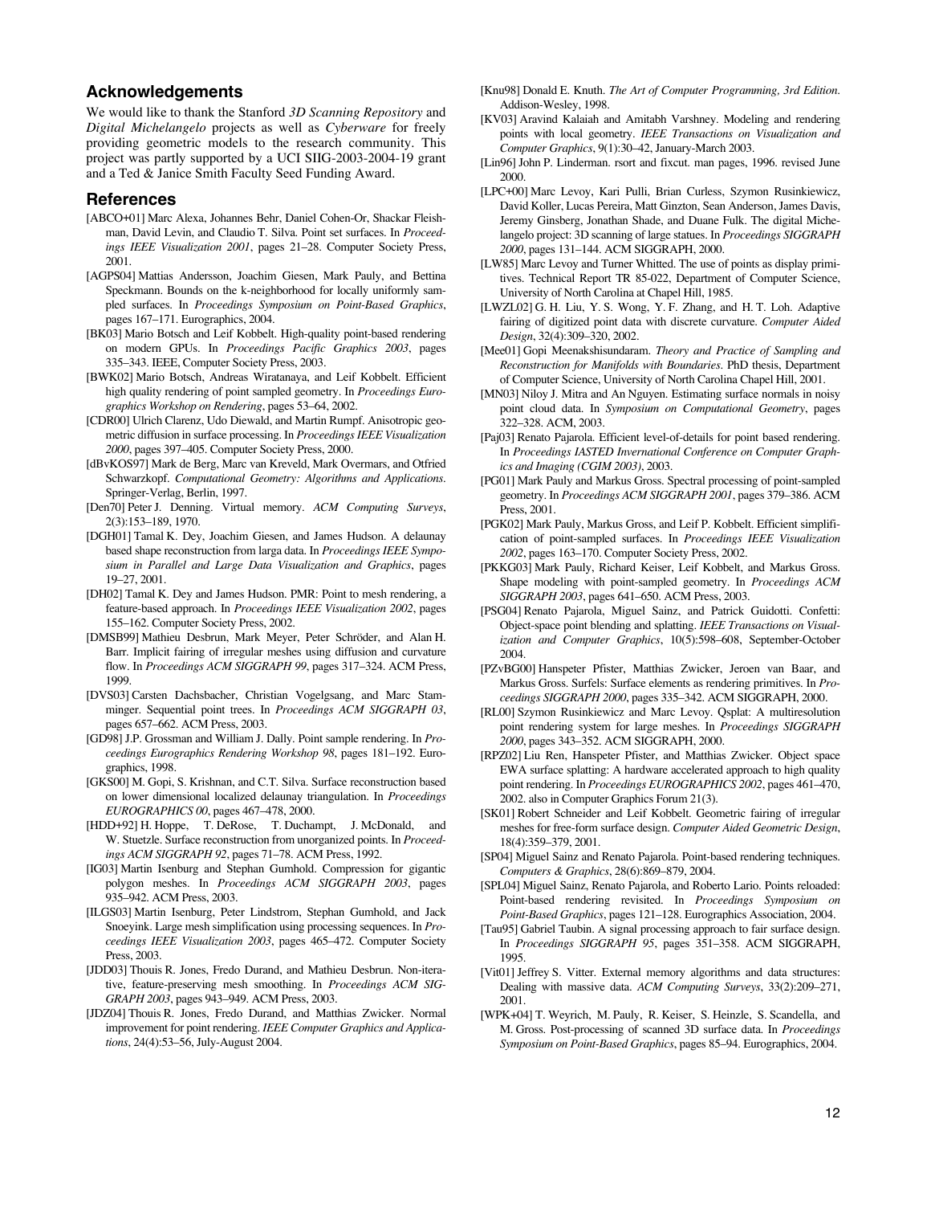## Acknowledgements

We would like to thank the Stanford *3D Scanning Repository* and *Digital Michelangelo* projects as well as *Cyberware* for freely providing geometric models to the research community. This project was partly supported by a UCI SIIG-2003-2004-19 grant and a Ted & Janice Smith Faculty Seed Funding Award.

## References

[ABCO+01] Marc Alexa, Johannes Behr, Daniel Cohen-Or, Shackar Fleishman, David Levin, and Claudio T. Silva. Point set surfaces. In *Proceedings IEEE Visualization 2001*, pages 21–28. Computer Society Press, 2001.

[AGPS04] Mattias Andersson, Joachim Giesen, Mark Pauly, and Bettina Speckmann. Bounds on the k-neighborhood for locally uniformly sampled surfaces. In *Proceedings Symposium on Point-Based Graphics*, pages 167–171. Eurographics, 2004.

[BK03] Mario Botsch and Leif Kobbelt. High-quality point-based rendering on modern GPUs. In *Proceedings Pacific Graphics 2003*, pages 335–343. IEEE, Computer Society Press, 2003.

[BWK02] Mario Botsch, Andreas Wiratanaya, and Leif Kobbelt. Efficient high quality rendering of point sampled geometry. In *Proceedings Eurographics Workshop on Rendering*, pages 53–64, 2002.

[CDR00] Ulrich Clarenz, Udo Diewald, and Martin Rumpf. Anisotropic geometric diffusion in surface processing. In *Proceedings IEEE Visualization 2000*, pages 397–405. Computer Society Press, 2000.

[dBvKOS97] Mark de Berg, Marc van Kreveld, Mark Overmars, and Otfried Schwarzkopf. *Computational Geometry: Algorithms and Applications*. Springer-Verlag, Berlin, 1997.

[Den70] Peter J. Denning. Virtual memory. *ACM Computing Surveys*, 2(3):153–189, 1970.

[DGH01] Tamal K. Dey, Joachim Giesen, and James Hudson. A delaunay based shape reconstruction from larga data. In *Proceedings IEEE Symposium in Parallel and Large Data Visualization and Graphics*, pages 19–27, 2001.

[DH02] Tamal K. Dey and James Hudson. PMR: Point to mesh rendering, a feature-based approach. In *Proceedings IEEE Visualization 2002*, pages 155–162. Computer Society Press, 2002.

[DMSB99] Mathieu Desbrun, Mark Meyer, Peter Schröder, and Alan H. Barr. Implicit fairing of irregular meshes using diffusion and curvature flow. In *Proceedings ACM SIGGRAPH 99*, pages 317–324. ACM Press, 1999.

[DVS03] Carsten Dachsbacher, Christian Vogelgsang, and Marc Stamminger. Sequential point trees. In *Proceedings ACM SIGGRAPH 03*, pages 657–662. ACM Press, 2003.

[GD98] J.P. Grossman and William J. Dally. Point sample rendering. In *Proceedings Eurographics Rendering Workshop 98*, pages 181–192. Eurographics, 1998.

[GKS00] M. Gopi, S. Krishnan, and C.T. Silva. Surface reconstruction based on lower dimensional localized delaunay triangulation. In *Proceedings EUROGRAPHICS 00*, pages 467–478, 2000.

[HDD+92] H. Hoppe, T. DeRose, T. Duchampt, J. McDonald, and W. Stuetzle. Surface reconstruction from unorganized points. In *Proceedings ACM SIGGRAPH 92*, pages 71–78. ACM Press, 1992.

[IG03] Martin Isenburg and Stephan Gumhold. Compression for gigantic polygon meshes. In *Proceedings ACM SIGGRAPH 2003*, pages 935–942. ACM Press, 2003.

[ILGS03] Martin Isenburg, Peter Lindstrom, Stephan Gumhold, and Jack Snoeyink. Large mesh simplification using processing sequences. In *Proceedings IEEE Visualization 2003*, pages 465–472. Computer Society Press, 2003.

[JDD03] Thouis R. Jones, Fredo Durand, and Mathieu Desbrun. Non-iterative, feature-preserving mesh smoothing. In *Proceedings ACM SIGGRAPH 2003*, pages 943–949. ACM Press, 2003.

[JDZ04] Thouis R. Jones, Fredo Durand, and Matthias Zwicker. Normal improvement for point rendering. *IEEE Computer Graphics and Applications*, 24(4):53–56, July-August 2004.

[Knu98] Donald E. Knuth. *The Art of Computer Programming, 3rd Edition*. Addison-Wesley, 1998.

[KV03] Aravind Kalaiah and Amitabh Varshney. Modeling and rendering points with local geometry. *IEEE Transactions on Visualization and Computer Graphics*, 9(1):30–42, January-March 2003.

[Lin96] John P. Linderman. rsort and fixcut. man pages, 1996. revised June 2000.

[LPC+00] Marc Levoy, Kari Pulli, Brian Curless, Szymon Rusinkiewicz, David Koller, Lucas Pereira, Matt Ginzton, Sean Anderson, James Davis, Jeremy Ginsberg, Jonathan Shade, and Duane Fulk. The digital Michelangelo project: 3D scanning of large statues. In *Proceedings SIGGRAPH 2000*, pages 131–144. ACM SIGGRAPH, 2000.

[LW85] Marc Levoy and Turner Whitted. The use of points as display primitives. Technical Report TR 85-022, Department of Computer Science, University of North Carolina at Chapel Hill, 1985.

[LWZL02] G. H. Liu, Y. S. Wong, Y. F. Zhang, and H. T. Loh. Adaptive fairing of digitized point data with discrete curvature. *Computer Aided Design*, 32(4):309–320, 2002.

[Mee01] Gopi Meenakshisundaram. *Theory and Practice of Sampling and Reconstruction for Manifolds with Boundaries*. PhD thesis, Department of Computer Science, University of North Carolina Chapel Hill, 2001.

[MN03] Niloy J. Mitra and An Nguyen. Estimating surface normals in noisy point cloud data. In *Symposium on Computational Geometry*, pages 322–328. ACM, 2003.

[Paj03] Renato Pajarola. Efficient level-of-details for point based rendering. In *Proceedings IASTED Invernational Conference on Computer Graphics and Imaging (CGIM 2003)*, 2003.

[PG01] Mark Pauly and Markus Gross. Spectral processing of point-sampled geometry. In *Proceedings ACM SIGGRAPH 2001*, pages 379–386. ACM Press, 2001.

[PGK02] Mark Pauly, Markus Gross, and Leif P. Kobbelt. Efficient simplification of point-sampled surfaces. In *Proceedings IEEE Visualization 2002*, pages 163–170. Computer Society Press, 2002.

[PKKG03] Mark Pauly, Richard Keiser, Leif Kobbelt, and Markus Gross. Shape modeling with point-sampled geometry. In *Proceedings ACM SIGGRAPH 2003*, pages 641–650. ACM Press, 2003.

[PSG04] Renato Pajarola, Miguel Sainz, and Patrick Guidotti. Confetti: Object-space point blending and splatting. *IEEE Transactions on Visualization and Computer Graphics*, 10(5):598–608, September-October 2004.

[PZvBG00] Hanspeter Pfister, Matthias Zwicker, Jeroen van Baar, and Markus Gross. Surfels: Surface elements as rendering primitives. In *Proceedings SIGGRAPH 2000*, pages 335–342. ACM SIGGRAPH, 2000.

[RL00] Szymon Rusinkiewicz and Marc Levoy. Qsplat: A multiresolution point rendering system for large meshes. In *Proceedings SIGGRAPH 2000*, pages 343–352. ACM SIGGRAPH, 2000.

[RPZ02] Liu Ren, Hanspeter Pfister, and Matthias Zwicker. Object space EWA surface splatting: A hardware accelerated approach to high quality point rendering. In *Proceedings EUROGRAPHICS 2002*, pages 461–470, 2002. also in Computer Graphics Forum 21(3).

[SK01] Robert Schneider and Leif Kobbelt. Geometric fairing of irregular meshes for free-form surface design. *Computer Aided Geometric Design*, 18(4):359–379, 2001.

[SP04] Miguel Sainz and Renato Pajarola. Point-based rendering techniques. *Computers & Graphics*, 28(6):869–879, 2004.

[SPL04] Miguel Sainz, Renato Pajarola, and Roberto Lario. Points reloaded: Point-based rendering revisited. In *Proceedings Symposium on Point-Based Graphics*, pages 121–128. Eurographics Association, 2004.

[Tau95] Gabriel Taubin. A signal processing approach to fair surface design. In *Proceedings SIGGRAPH 95*, pages 351–358. ACM SIGGRAPH, 1995.

[Vit01] Jeffrey S. Vitter. External memory algorithms and data structures: Dealing with massive data. *ACM Computing Surveys*, 33(2):209–271, 2001.

[WPK+04] T. Weyrich, M. Pauly, R. Keiser, S. Heinzle, S. Scandella, and M. Gross. Post-processing of scanned 3D surface data. In *Proceedings Symposium on Point-Based Graphics*, pages 85–94. Eurographics, 2004.